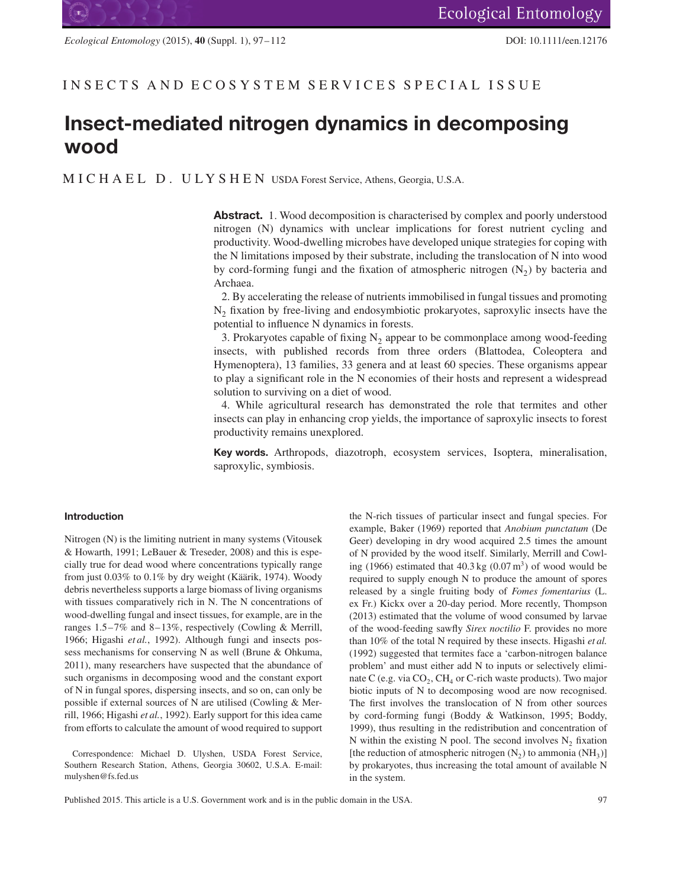INSECTS AND ECOSYSTEM SERVICES SPECIAL ISSUE

# Insect-mediated nitrogen dynamics in decomposing wood

MICHAEL D. ULYSHEN USDA Forest Service, Athens, Georgia, U.S.A.

**Abstract.** 1. Wood decomposition is characterised by complex and poorly understood nitrogen (N) dynamics with unclear implications for forest nutrient cycling and productivity. Wood-dwelling microbes have developed unique strategies for coping with the N limitations imposed by their substrate, including the translocation of N into wood by cord-forming fungi and the fixation of atmospheric nitrogen ($N_2$) by bacteria and Archaea.

2. By accelerating the release of nutrients immobilised in fungal tissues and promoting $N_2$ fixation by free-living and endosymbiotic prokaryotes, saproxylic insects have the potential to influence N dynamics in forests.

3. Prokaryotes capable of fixing $N_2$ appear to be commonplace among wood-feeding insects, with published records from three orders (Blattodea, Coleoptera and Hymenoptera), 13 families, 33 genera and at least 60 species. These organisms appear to play a significant role in the N economies of their hosts and represent a widespread solution to surviving on a diet of wood.

4. While agricultural research has demonstrated the role that termites and other insects can play in enhancing crop yields, the importance of saproxylic insects to forest productivity remains unexplored.

**Key words.** Arthropods, diazotroph, ecosystem services, Isoptera, mineralisation, saproxylic, symbiosis.

## Introduction

Nitrogen (N) is the limiting nutrient in many systems (Vitousek & Howarth, 1991; LeBauer & Treseder, 2008) and this is especially true for dead wood where concentrations typically range from just 0.03% to 0.1% by dry weight (Käärik, 1974). Woody debris nevertheless supports a large biomass of living organisms with tissues comparatively rich in N. The N concentrations of wood-dwelling fungal and insect tissues, for example, are in the ranges 1.5–7% and 8–13%, respectively (Cowling & Merrill, 1966; Higashi *et al.*, 1992). Although fungi and insects possess mechanisms for conserving N as well (Brune & Ohkuma, 2011), many researchers have suspected that the abundance of such organisms in decomposing wood and the constant export of N in fungal spores, dispersing insects, and so on, can only be possible if external sources of N are utilised (Cowling & Merrill, 1966; Higashi *et al.*, 1992). Early support for this idea came from efforts to calculate the amount of wood required to support the N-rich tissues of particular insect and fungal species. For example, Baker (1969) reported that *Anobium punctatum* (De Geer) developing in dry wood acquired 2.5 times the amount of N provided by the wood itself. Similarly, Merrill and Cowling (1966) estimated that 40.3 kg (0.07 $m^3$) of wood would be required to supply enough N to produce the amount of spores released by a single fruiting body of *Fomes fomentarius* (L. ex Fr.) Kickx over a 20-day period. More recently, Thompson (2013) estimated that the volume of wood consumed by larvae of the wood-feeding sawfly *Sirex noctilio* F. provides no more than 10% of the total N required by these insects. Higashi *et al.* (1992) suggested that termites face a 'carbon-nitrogen balance problem' and must either add N to inputs or selectively eliminate C (e.g. via $CO_2$, $CH_4$ or C-rich waste products). Two major biotic inputs of N to decomposing wood are now recognised. The first involves the translocation of N from other sources by cord-forming fungi (Boddy & Watkinson, 1995; Boddy, 1999), thus resulting in the redistribution and concentration of N within the existing N pool. The second involves $N_2$ fixation [the reduction of atmospheric nitrogen ($N_2$) to ammonia ($NH_3$)] by prokaryotes, thus increasing the total amount of available N in the system.

Correspondence: Michael D. Ulyshen, USDA Forest Service, Southern Research Station, Athens, Georgia 30602, U.S.A. E-mail: mulyshen@fs.fed.us

Published 2015. This article is a U.S. Government work and is in the public domain in the USA.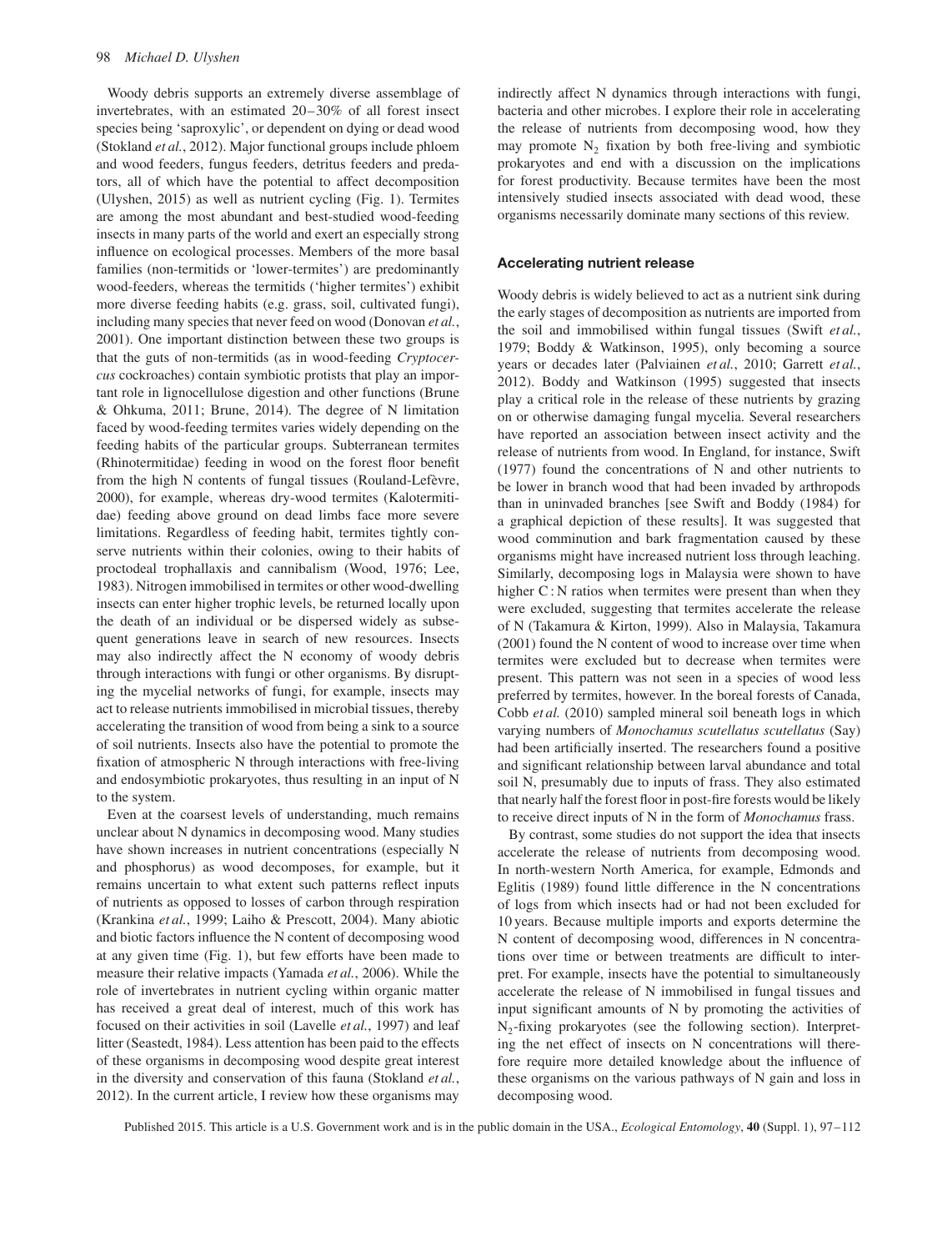Woody debris supports an extremely diverse assemblage of invertebrates, with an estimated 20–30% of all forest insect species being 'saproxylic', or dependent on dying or dead wood (Stokland *et al.*, 2012). Major functional groups include phloem and wood feeders, fungus feeders, detritus feeders and predators, all of which have the potential to affect decomposition (Ulyshen, 2015) as well as nutrient cycling (Fig. 1). Termites are among the most abundant and best-studied wood-feeding insects in many parts of the world and exert an especially strong influence on ecological processes. Members of the more basal families (non-termitids or 'lower-termites') are predominantly wood-feeders, whereas the termitids ('higher termites') exhibit more diverse feeding habits (e.g. grass, soil, cultivated fungi), including many species that never feed on wood (Donovan *et al.*, 2001). One important distinction between these two groups is that the guts of non-termitids (as in wood-feeding *Cryptocercus* cockroaches) contain symbiotic protists that play an important role in lignocellulose digestion and other functions (Brune & Ohkuma, 2011; Brune, 2014). The degree of N limitation faced by wood-feeding termites varies widely depending on the feeding habits of the particular groups. Subterranean termites (Rhinotermitidae) feeding in wood on the forest floor benefit from the high N contents of fungal tissues (Rouland-Lefèvre, 2000), for example, whereas dry-wood termites (Kalotermitidae) feeding above ground on dead limbs face more severe limitations. Regardless of feeding habit, termites tightly conserve nutrients within their colonies, owing to their habits of proctodeal trophallaxis and cannibalism (Wood, 1976; Lee, 1983). Nitrogen immobilised in termites or other wood-dwelling insects can enter higher trophic levels, be returned locally upon the death of an individual or be dispersed widely as subsequent generations leave in search of new resources. Insects may also indirectly affect the N economy of woody debris through interactions with fungi or other organisms. By disrupting the mycelial networks of fungi, for example, insects may act to release nutrients immobilised in microbial tissues, thereby accelerating the transition of wood from being a sink to a source of soil nutrients. Insects also have the potential to promote the fixation of atmospheric N through interactions with free-living and endosymbiotic prokaryotes, thus resulting in an input of N to the system.

Even at the coarsest levels of understanding, much remains unclear about N dynamics in decomposing wood. Many studies have shown increases in nutrient concentrations (especially N and phosphorus) as wood decomposes, for example, but it remains uncertain to what extent such patterns reflect inputs of nutrients as opposed to losses of carbon through respiration (Krankina *et al.*, 1999; Laiho & Prescott, 2004). Many abiotic and biotic factors influence the N content of decomposing wood at any given time (Fig. 1), but few efforts have been made to measure their relative impacts (Yamada *et al.*, 2006). While the role of invertebrates in nutrient cycling within organic matter has received a great deal of interest, much of this work has focused on their activities in soil (Lavelle *et al.*, 1997) and leaf litter (Seastedt, 1984). Less attention has been paid to the effects of these organisms in decomposing wood despite great interest in the diversity and conservation of this fauna (Stokland *et al.*, 2012). In the current article, I review how these organisms may indirectly affect N dynamics through interactions with fungi, bacteria and other microbes. I explore their role in accelerating the release of nutrients from decomposing wood, how they may promote $N_2$ fixation by both free-living and symbiotic prokaryotes and end with a discussion on the implications for forest productivity. Because termites have been the most intensively studied insects associated with dead wood, these organisms necessarily dominate many sections of this review.

## Accelerating nutrient release

Woody debris is widely believed to act as a nutrient sink during the early stages of decomposition as nutrients are imported from the soil and immobilised within fungal tissues (Swift *et al.*, 1979; Boddy & Watkinson, 1995), only becoming a source years or decades later (Palviainen *et al.*, 2010; Garrett *et al.*, 2012). Boddy and Watkinson (1995) suggested that insects play a critical role in the release of these nutrients by grazing on or otherwise damaging fungal mycelia. Several researchers have reported an association between insect activity and the release of nutrients from wood. In England, for instance, Swift (1977) found the concentrations of N and other nutrients to be lower in branch wood that had been invaded by arthropods than in uninvaded branches [see Swift and Boddy (1984) for a graphical depiction of these results]. It was suggested that wood comminution and bark fragmentation caused by these organisms might have increased nutrient loss through leaching. Similarly, decomposing logs in Malaysia were shown to have higher C : N ratios when termites were present than when they were excluded, suggesting that termites accelerate the release of N (Takamura & Kirton, 1999). Also in Malaysia, Takamura (2001) found the N content of wood to increase over time when termites were excluded but to decrease when termites were present. This pattern was not seen in a species of wood less preferred by termites, however. In the boreal forests of Canada, Cobb *et al.* (2010) sampled mineral soil beneath logs in which varying numbers of *Monochamus scutellatus scutellatus* (Say) had been artificially inserted. The researchers found a positive and significant relationship between larval abundance and total soil N, presumably due to inputs of frass. They also estimated that nearly half the forest floor in post-fire forests would be likely to receive direct inputs of N in the form of *Monochamus* frass.

By contrast, some studies do not support the idea that insects accelerate the release of nutrients from decomposing wood. In north-western North America, for example, Edmonds and Eglitis (1989) found little difference in the N concentrations of logs from which insects had or had not been excluded for 10 years. Because multiple imports and exports determine the N content of decomposing wood, differences in N concentrations over time or between treatments are difficult to interpret. For example, insects have the potential to simultaneously accelerate the release of N immobilised in fungal tissues and input significant amounts of N by promoting the activities of $N_2$-fixing prokaryotes (see the following section). Interpreting the net effect of insects on N concentrations will therefore require more detailed knowledge about the influence of these organisms on the various pathways of N gain and loss in decomposing wood.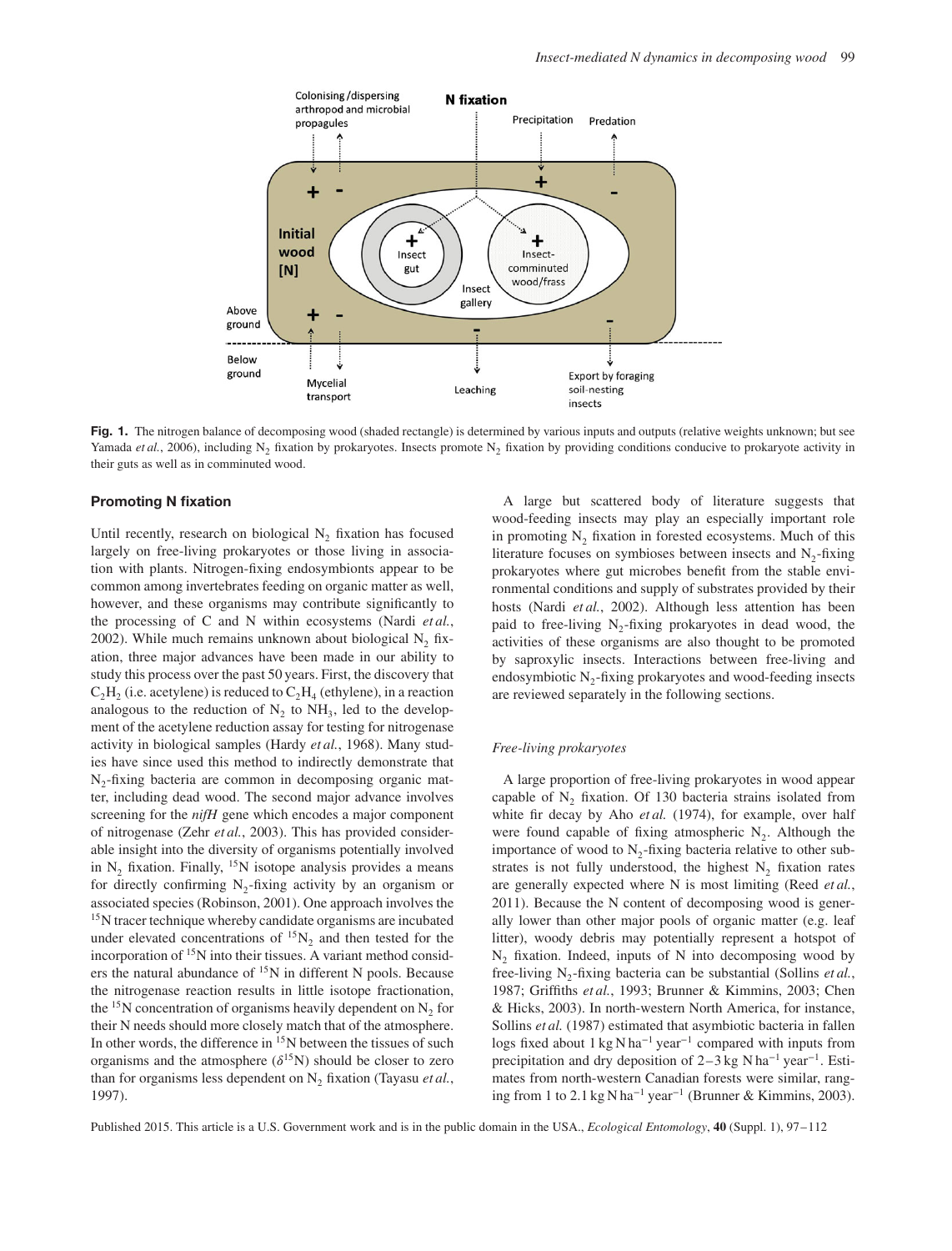**Fig. 1.** The nitrogen balance of decomposing wood (shaded rectangle) is determined by various inputs and outputs (relative weights unknown; but see Yamada *et al.*, 2006), including $N_2$ fixation by prokaryotes. Insects promote $N_2$ fixation by providing conditions conducive to prokaryote activity in their guts as well as in comminuted wood.

## Promoting N fixation

Until recently, research on biological $N_2$ fixation has focused largely on free-living prokaryotes or those living in association with plants. Nitrogen-fixing endosymbionts appear to be common among invertebrates feeding on organic matter as well, however, and these organisms may contribute significantly to the processing of C and N within ecosystems (Nardi *et al.*, 2002). While much remains unknown about biological $N_2$ fixation, three major advances have been made in our ability to study this process over the past 50 years. First, the discovery that $C_2H_2$ (i.e. acetylene) is reduced to $C_2H_4$ (ethylene), in a reaction analogous to the reduction of $N_2$ to $NH_3$, led to the development of the acetylene reduction assay for testing for nitrogenase activity in biological samples (Hardy *et al.*, 1968). Many studies have since used this method to indirectly demonstrate that $N_2$-fixing bacteria are common in decomposing organic matter, including dead wood. The second major advance involves screening for the *nifH* gene which encodes a major component of nitrogenase (Zehr *et al.*, 2003). This has provided considerable insight into the diversity of organisms potentially involved in $N_2$ fixation. Finally, $^{15}N$ isotope analysis provides a means for directly confirming $N_2$-fixing activity by an organism or associated species (Robinson, 2001). One approach involves the $^{15}N$ tracer technique whereby candidate organisms are incubated under elevated concentrations of $^{15}N_2$ and then tested for the incorporation of $^{15}N$ into their tissues. A variant method considers the natural abundance of $^{15}N$ in different N pools. Because the nitrogenase reaction results in little isotope fractionation, the $^{15}N$ concentration of organisms heavily dependent on $N_2$ for their N needs should more closely match that of the atmosphere. In other words, the difference in $^{15}N$ between the tissues of such organisms and the atmosphere ($\delta^{15}N$) should be closer to zero than for organisms less dependent on $N_2$ fixation (Tayasu *et al.*, 1997).

A large but scattered body of literature suggests that wood-feeding insects may play an especially important role in promoting $N_2$ fixation in forested ecosystems. Much of this literature focuses on symbioses between insects and $N_2$-fixing prokaryotes where gut microbes benefit from the stable environmental conditions and supply of substrates provided by their hosts (Nardi *et al.*, 2002). Although less attention has been paid to free-living $N_2$-fixing prokaryotes in dead wood, the activities of these organisms are also thought to be promoted by saproxylic insects. Interactions between free-living and endosymbiotic $N_2$-fixing prokaryotes and wood-feeding insects are reviewed separately in the following sections.

### *Free-living prokaryotes*

A large proportion of free-living prokaryotes in wood appear capable of $N_2$ fixation. Of 130 bacteria strains isolated from white fir decay by Aho *et al.* (1974), for example, over half were found capable of fixing atmospheric $N_2$. Although the importance of wood to $N_2$-fixing bacteria relative to other substrates is not fully understood, the highest $N_2$ fixation rates are generally expected where N is most limiting (Reed *et al.*, 2011). Because the N content of decomposing wood is generally lower than other major pools of organic matter (e.g. leaf litter), woody debris may potentially represent a hotspot of $N_2$ fixation. Indeed, inputs of N into decomposing wood by free-living $N_2$-fixing bacteria can be substantial (Sollins *et al.*, 1987; Griffiths *et al.*, 1993; Brunner & Kimmins, 2003; Chen & Hicks, 2003). In north-western North America, for instance, Sollins *et al.* (1987) estimated that asymbiotic bacteria in fallen logs fixed about 1 kg N $ha^{-1}$ $year^{-1}$ compared with inputs from precipitation and dry deposition of 2–3 kg N $ha^{-1}$ $year^{-1}$. Estimates from north-western Canadian forests were similar, ranging from 1 to 2.1 kg N $ha^{-1}$ $year^{-1}$ (Brunner & Kimmins, 2003).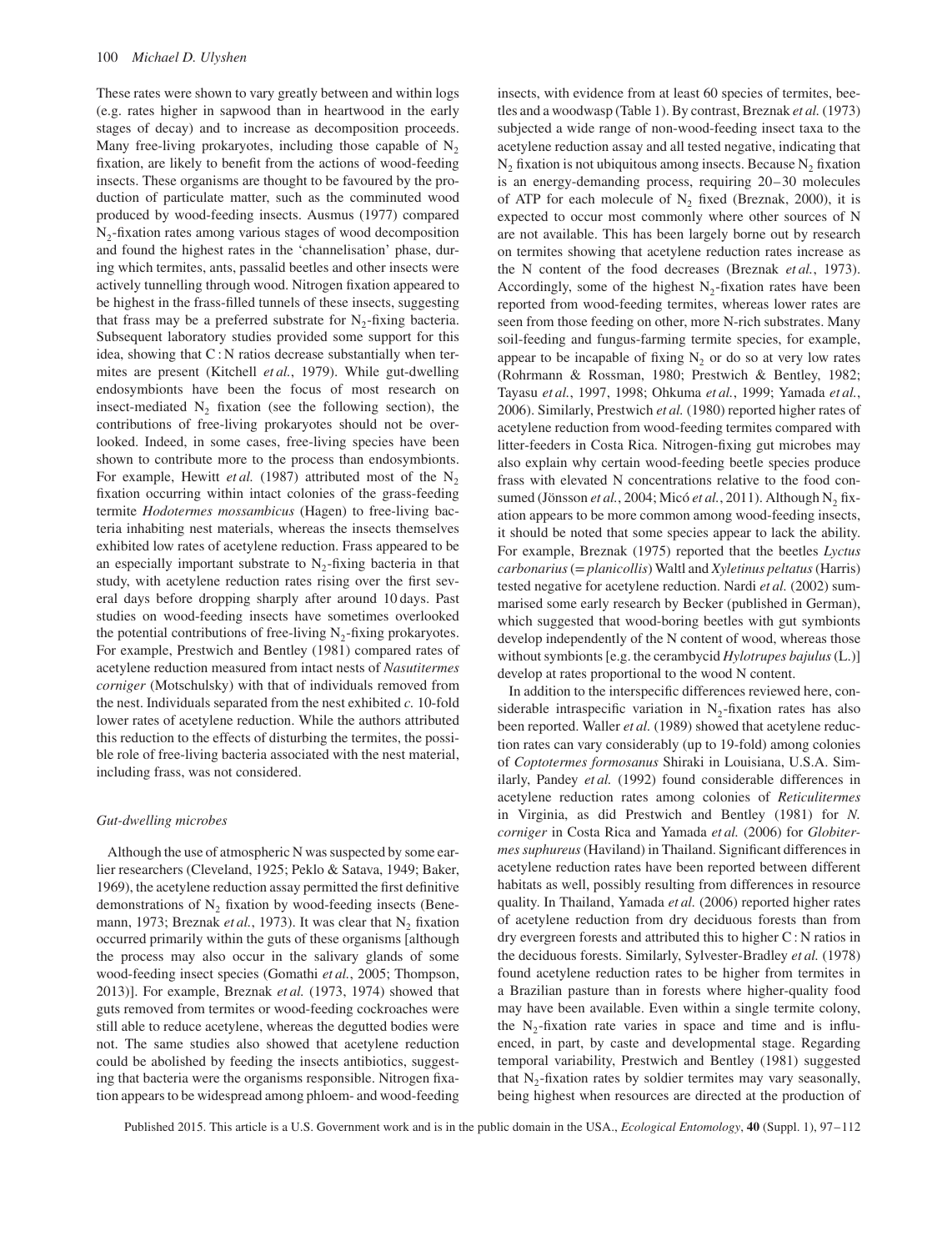These rates were shown to vary greatly between and within logs (e.g. rates higher in sapwood than in heartwood in the early stages of decay) and to increase as decomposition proceeds. Many free-living prokaryotes, including those capable of $N_2$ fixation, are likely to benefit from the actions of wood-feeding insects. These organisms are thought to be favoured by the production of particulate matter, such as the comminuted wood produced by wood-feeding insects. Ausmus (1977) compared $N_2$-fixation rates among various stages of wood decomposition and found the highest rates in the 'channelisation' phase, during which termites, ants, passalid beetles and other insects were actively tunnelling through wood. Nitrogen fixation appeared to be highest in the frass-filled tunnels of these insects, suggesting that frass may be a preferred substrate for $N_2$-fixing bacteria. Subsequent laboratory studies provided some support for this idea, showing that C : N ratios decrease substantially when termites are present (Kitchell *et al.*, 1979). While gut-dwelling endosymbionts have been the focus of most research on insect-mediated $N_2$ fixation (see the following section), the contributions of free-living prokaryotes should not be overlooked. Indeed, in some cases, free-living species have been shown to contribute more to the process than endosymbionts. For example, Hewitt *et al.* (1987) attributed most of the $N_2$ fixation occurring within intact colonies of the grass-feeding termite *Hodotermes mossambicus* (Hagen) to free-living bacteria inhabiting nest materials, whereas the insects themselves exhibited low rates of acetylene reduction. Frass appeared to be an especially important substrate to $N_2$-fixing bacteria in that study, with acetylene reduction rates rising over the first several days before dropping sharply after around 10 days. Past studies on wood-feeding insects have sometimes overlooked the potential contributions of free-living $N_2$-fixing prokaryotes. For example, Prestwich and Bentley (1981) compared rates of acetylene reduction measured from intact nests of *Nasutitermes corniger* (Motschulsky) with that of individuals removed from the nest. Individuals separated from the nest exhibited *c.* 10-fold lower rates of acetylene reduction. While the authors attributed this reduction to the effects of disturbing the termites, the possible role of free-living bacteria associated with the nest material, including frass, was not considered.

### *Gut-dwelling microbes*

Although the use of atmospheric N was suspected by some earlier researchers (Cleveland, 1925; Peklo & Satava, 1949; Baker, 1969), the acetylene reduction assay permitted the first definitive demonstrations of $N_2$ fixation by wood-feeding insects (Benemann, 1973; Breznak *et al.*, 1973). It was clear that $N_2$ fixation occurred primarily within the guts of these organisms [although the process may also occur in the salivary glands of some wood-feeding insect species (Gomathi *et al.*, 2005; Thompson, 2013)]. For example, Breznak *et al.* (1973, 1974) showed that guts removed from termites or wood-feeding cockroaches were still able to reduce acetylene, whereas the degutted bodies were not. The same studies also showed that acetylene reduction could be abolished by feeding the insects antibiotics, suggesting that bacteria were the organisms responsible. Nitrogen fixation appears to be widespread among phloem- and wood-feeding insects, with evidence from at least 60 species of termites, beetles and a woodwasp (Table 1). By contrast, Breznak *et al.* (1973) subjected a wide range of non-wood-feeding insect taxa to the acetylene reduction assay and all tested negative, indicating that $N_2$ fixation is not ubiquitous among insects. Because $N_2$ fixation is an energy-demanding process, requiring 20–30 molecules of ATP for each molecule of $N_2$ fixed (Breznak, 2000), it is expected to occur most commonly where other sources of N are not available. This has been largely borne out by research on termites showing that acetylene reduction rates increase as the N content of the food decreases (Breznak *et al.*, 1973). Accordingly, some of the highest $N_2$-fixation rates have been reported from wood-feeding termites, whereas lower rates are seen from those feeding on other, more N-rich substrates. Many soil-feeding and fungus-farming termite species, for example, appear to be incapable of fixing $N_2$ or do so at very low rates (Rohrmann & Rossman, 1980; Prestwich & Bentley, 1982; Tayasu *et al.*, 1997, 1998; Ohkuma *et al.*, 1999; Yamada *et al.*, 2006). Similarly, Prestwich *et al.* (1980) reported higher rates of acetylene reduction from wood-feeding termites compared with litter-feeders in Costa Rica. Nitrogen-fixing gut microbes may also explain why certain wood-feeding beetle species produce frass with elevated N concentrations relative to the food consumed (Jönsson *et al.*, 2004; Micó *et al.*, 2011). Although $N_2$ fixation appears to be more common among wood-feeding insects, it should be noted that some species appear to lack the ability. For example, Breznak (1975) reported that the beetles *Lyctus carbonarius* (= *planicollis*) Waltl and *Xyletinus peltatus* (Harris) tested negative for acetylene reduction. Nardi *et al.* (2002) summarised some early research by Becker (published in German), which suggested that wood-boring beetles with gut symbionts develop independently of the N content of wood, whereas those without symbionts [e.g. the cerambycid *Hylotrupes bajulus* (L.)] develop at rates proportional to the wood N content.

In addition to the interspecific differences reviewed here, considerable intraspecific variation in $N_2$-fixation rates has also been reported. Waller *et al.* (1989) showed that acetylene reduction rates can vary considerably (up to 19-fold) among colonies of *Coptotermes formosanus* Shiraki in Louisiana, U.S.A. Similarly, Pandey *et al.* (1992) found considerable differences in acetylene reduction rates among colonies of *Reticulitermes* in Virginia, as did Prestwich and Bentley (1981) for *N. corniger* in Costa Rica and Yamada *et al.* (2006) for *Globitermes suphureus* (Haviland) in Thailand. Significant differences in acetylene reduction rates have been reported between different habitats as well, possibly resulting from differences in resource quality. In Thailand, Yamada *et al.* (2006) reported higher rates of acetylene reduction from dry deciduous forests than from dry evergreen forests and attributed this to higher C : N ratios in the deciduous forests. Similarly, Sylvester-Bradley *et al.* (1978) found acetylene reduction rates to be higher from termites in a Brazilian pasture than in forests where higher-quality food may have been available. Even within a single termite colony, the $N_2$-fixation rate varies in space and time and is influenced, in part, by caste and developmental stage. Regarding temporal variability, Prestwich and Bentley (1981) suggested that $N_2$-fixation rates by soldier termites may vary seasonally, being highest when resources are directed at the production of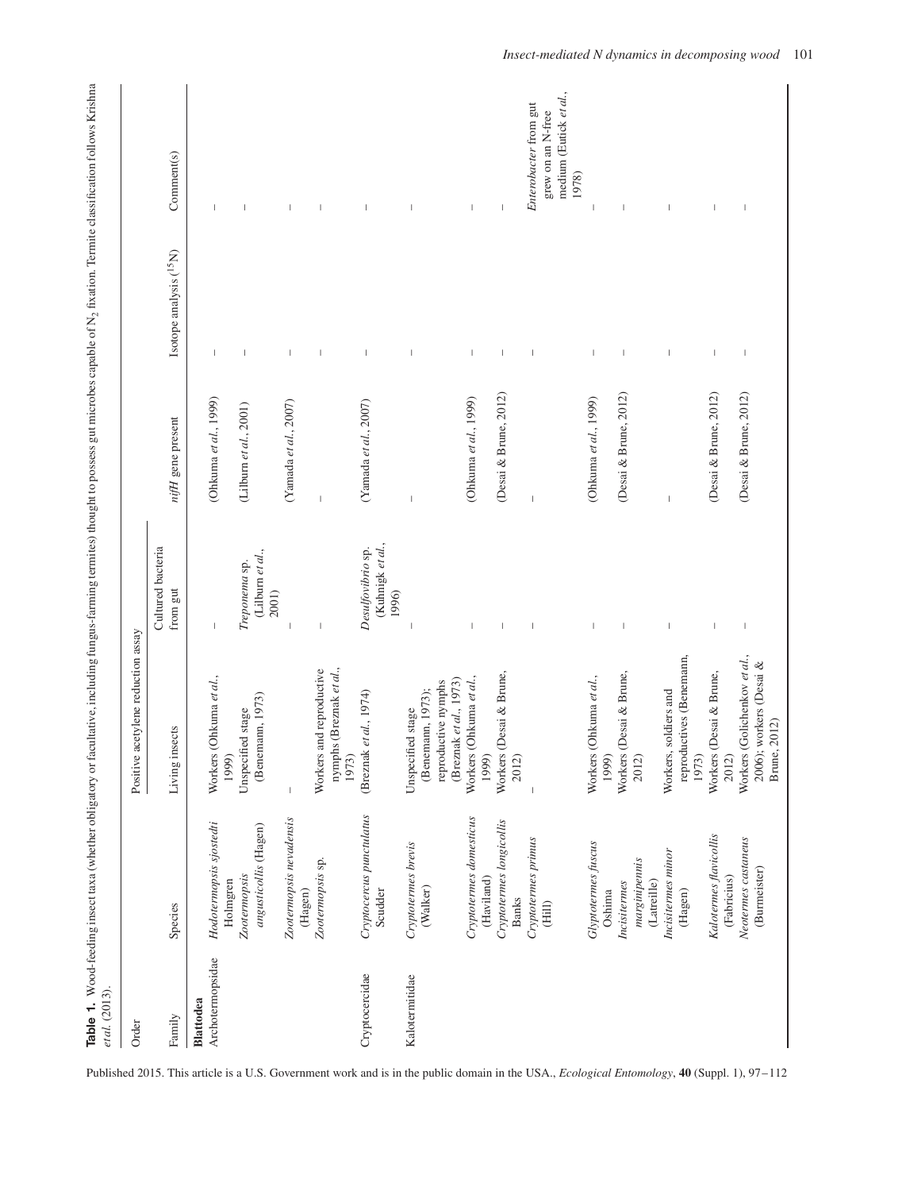**Table 1.** Wood-feeding insect taxa (whether obligatory or facultative, including fungus-farming termites) thought to possess gut microbes capable of $N_2$ fixation. Termite classification follows Krishna *et al.* (2013).

| Order | | Positive acetylene reduction assay | | | | |
|---|---|---|---|---|---|---|
| Family | Species | Living insects | Cultured bacteria from gut | *nifH* gene present | Isotope analysis ($^{15}N$) | Comment(s) |
| **Blattodea** | | | | | | |
| Archotermopsidae | *Hodotermopsis sjostedti* Holmgren | Workers (Ohkuma *et al.*, 1999) | – | (Ohkuma *et al.*, 1999) | – | – |
| | *Zootermopsis angusticollis* (Hagen) | Unspecified stage (Benemann, 1973) | *Treponema* sp. (Lilburn *et al.*, 2001) | (Lilburn *et al.*, 2001) | – | – |
| | *Zootermopsis nevadensis* (Hagen) | – | – | (Yamada *et al.*, 2007) | – | – |
| | *Zootermopsis* sp. | Workers and reproductive nymphs (Breznak *et al.*, 1973) | – | – | – | – |
| Cryptocercidae | *Cryptocercus punctulatus* Scudder | (Breznak *et al.*, 1974) | *Desulfovibrio* sp. (Kuhnigk *et al.*, 1996) | (Yamada *et al.*, 2007) | – | – |
| Kalotermitidae | *Cryptotermes brevis* (Walker) | Unspecified stage (Benemann, 1973); reproductive nymphs (Breznak *et al.*, 1973) | – | – | – | – |
| | *Cryptotermes domesticus* (Haviland) | Workers (Ohkuma *et al.*, 1999) | – | (Ohkuma *et al.*, 1999) | – | – |
| | *Cryptotermes longicollis* Banks | Workers (Desai & Brune, 2012) | – | (Desai & Brune, 2012) | – | – |
| | *Cryptotermes primus* (Hill) | – | – | – | – | *Enterobacter* from gut grew on an N-free medium (Eutick *et al.*, 1978) |
| | *Glyptotermes fuscus* Oshima | Workers (Ohkuma *et al.*, 1999) | – | (Ohkuma *et al.*, 1999) | – | – |
| | *Incisitermes marginipennis* (Latreille) | Workers (Desai & Brune, 2012) | – | (Desai & Brune, 2012) | – | – |
| | *Incisitermes minor* (Hagen) | Workers, soldiers and reproductives (Benemann, 1973) | – | – | – | – |
| | *Kalotermes flavicollis* (Fabricius) | Workers (Desai & Brune, 2012) | – | (Desai & Brune, 2012) | – | – |
| | *Neotermes castaneus* (Burmeister) | Workers (Golichenkov *et al.*, 2006); workers (Desai & Brune, 2012) | – | (Desai & Brune, 2012) | – | – |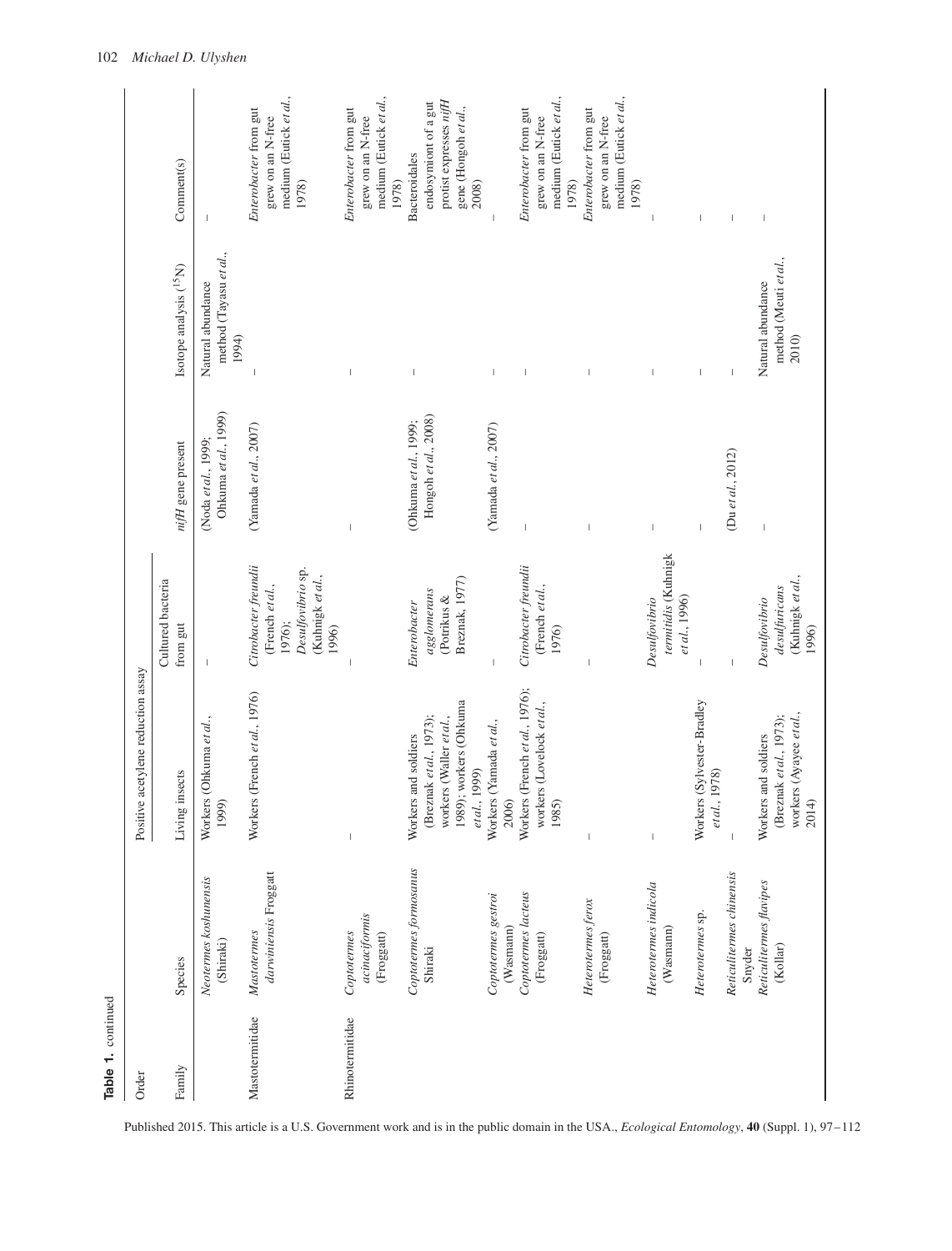**Table 1.** continued

| Order | | Positive acetylene reduction assay | | | | |
|---|---|---|---|---|---|---|
| Family | Species | Living insects | Cultured bacteria from gut | *nifH* gene present | Isotope analysis ($^{15}N$) | Comment(s) |
| | *Neotermes koshunensis* (Shiraki) | Workers (Ohkuma *et al.*, 1999) | – | (Noda *et al.*, 1999; Ohkuma *et al.*, 1999) | Natural abundance method (Tayasu *et al.*, 1994) | – |
| Mastotermitidae | *Mastotermes darwiniensis* Froggatt | Workers (French *et al.*, 1976) | *Citrobacter freundii* (French *et al.*, 1976); *Desulfovibrio* sp. (Kuhnigk *et al.*, 1996) | (Yamada *et al.*, 2007) | – | *Enterobacter* from gut grew on an N-free medium (Eutick *et al.*, 1978) |
| Rhinotermitidae | *Coptotermes acinaciformis* (Froggatt) | – | – | – | – | *Enterobacter* from gut grew on an N-free medium (Eutick *et al.*, 1978) |
| | *Coptotermes formosanus* Shiraki | Workers and soldiers (Breznak *et al.*, 1973); workers (Waller *et al.*, 1989); workers (Ohkuma *et al.*, 1999) | *Enterobacter agglomerans* (Potrikus & Breznak, 1977) | (Ohkuma *et al.*, 1999; Hongoh *et al.*, 2008) | – | Bacteroidales endosymiont of a gut protist expresses *nifH* gene (Hongoh *et al.*, 2008) |
| | *Coptotermes gestroi* (Wasmann) | Workers (Yamada *et al.*, 2006) | – | (Yamada *et al.*, 2007) | – | – |
| | *Coptotermes lacteus* (Froggatt) | Workers (French *et al.*, 1976); workers (Lovelock *et al.*, 1985) | *Citrobacter freundii* (French *et al.*, 1976) | – | – | *Enterobacter* from gut grew on an N-free medium (Eutick *et al.*, 1978) |
| | *Heterotermes ferox* (Froggatt) | – | – | – | – | *Enterobacter* from gut grew on an N-free medium (Eutick *et al.*, 1978) |
| | *Heterotermes indicola* (Wasmann) | – | *Desulfovibrio termitidis* (Kuhnigk *et al.*, 1996) | – | – | – |
| | *Heterotermes* sp. | Workers (Sylvester-Bradley *et al.*, 1978) | – | – | – | – |
| | *Reticulitermes chinensis* Snyder | – | – | (Du *et al.*, 2012) | – | – |
| | *Reticulitermes flavipes* (Kollar) | Workers and soldiers (Breznak *et al.*, 1973); workers (Ayayee *et al.*, 2014) | *Desulfovibrio desulfuricans* (Kuhnigk *et al.*, 1996) | – | Natural abundance method (Meuti *et al.*, 2010) | – |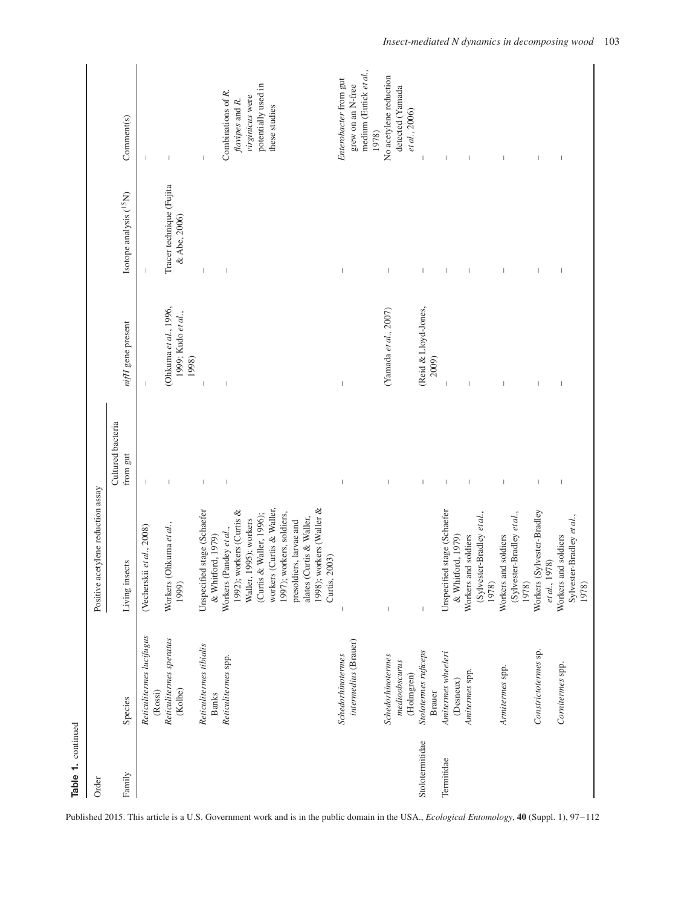**Table 1.** continued

| Order | | Positive acetylene reduction assay | | | | |
|---|---|---|---|---|---|---|
| Family | Species | Living insects | Cultured bacteria from gut | *nifH* gene present | Isotope analysis ($^{15}$N) | Comment(s) |
| | *Reticulitermes lucifugus* (Rossi) | (Vecherskii *et al.*, 2008) | – | – | – | – |
| | *Reticulitermes speratus* (Kolbe) | Workers (Ohkuma *et al.*, 1999) | – | (Ohkuma *et al.*, 1996, 1999; Kudo *et al.*, 1998) | Tracer technique (Fujita & Abe, 2006) | – |
| | *Reticulitermes tibialis* Banks | Unspecified stage (Schaefer & Whitford, 1979) | – | – | – | – |
| | *Reticulitermes* spp. | Workers (Pandey *et al.*, 1992); workers (Curtis & Waller, 1995); workers (Curtis & Waller, 1996); workers (Curtis & Waller, 1997); workers, soldiers, presoldiers, larvae and alates (Curtis & Waller, 1998); workers (Waller & Curtis, 2003) | – | – | – | Combinations of *R. flavipes* and *R. virginicus* were potentially used in these studies |
| | *Schedorhinotermes intermedius* (Brauer) | – | – | – | – | *Enterobacter* from gut grew on an N-free medium (Eutick *et al.*, 1978) |
| | *Schedorhinotermes medioobscurus* (Holmgren) | – | – | (Yamada *et al.*, 2007) | – | No acetylene reduction detected (Yamada *et al.*, 2006) |
| Stolotermitidae | *Stolotermes ruficeps* Brauer | – | – | (Reid & Lloyd-Jones, 2009) | – | – |
| Termitidae | *Amitermes wheeleri* (Desneux) | Unspecified stage (Schaefer & Whitford, 1979) | – | – | – | – |
| | *Amitermes* spp. | Workers and soldiers (Sylvester-Bradley *et al.*, 1978) | – | – | – | – |
| | *Armitermes* spp. | Workers and soldiers (Sylvester-Bradley *et al.*, 1978) | – | – | – | – |
| | *Constrictotermes* sp. | Workers (Sylvester-Bradley *et al.*, 1978) | – | – | – | – |
| | *Cornitermes* spp. | Workers and soldiers Sylvester-Bradley *et al.*, 1978) | – | – | – | – |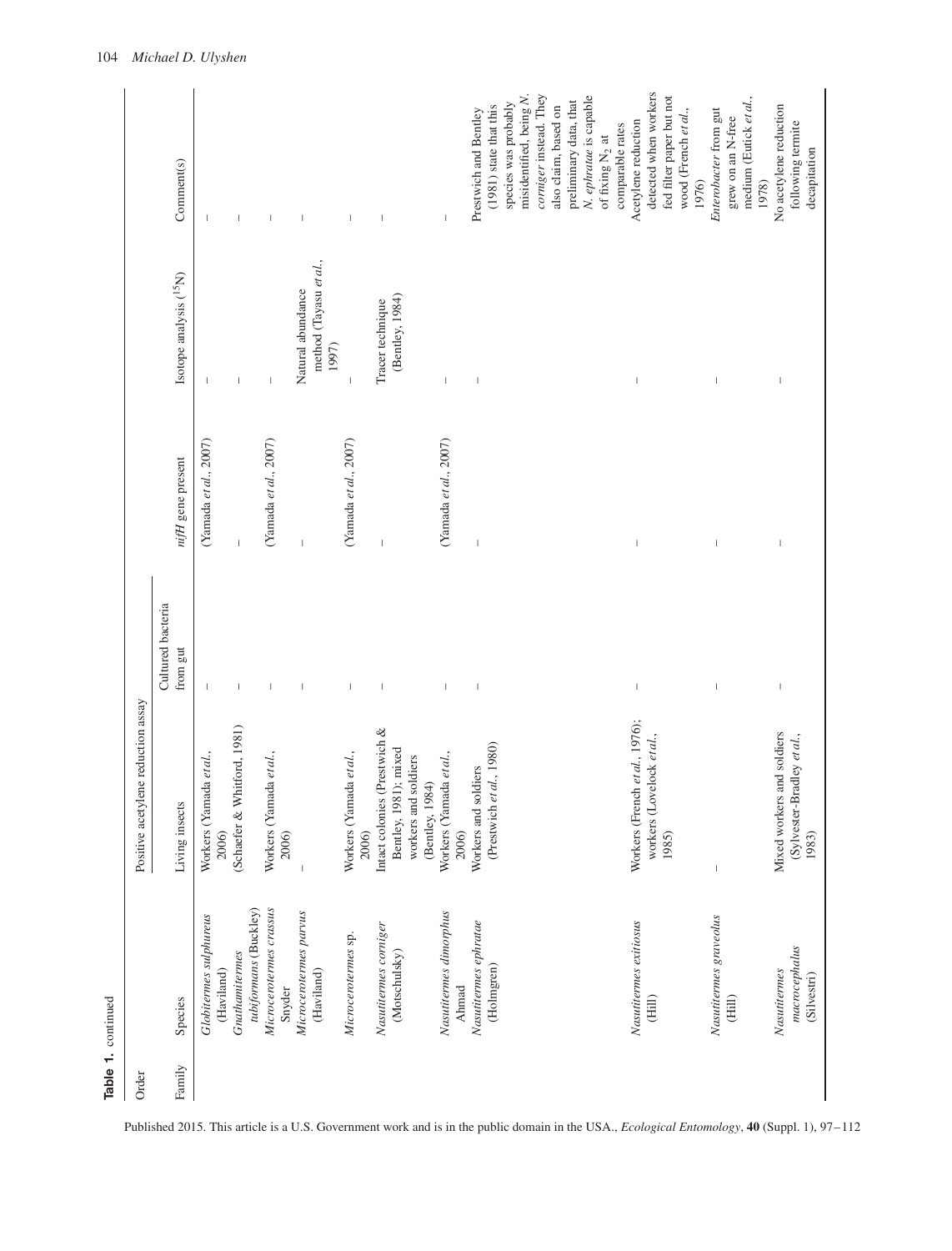**Table 1.** continued

| Order | | Positive acetylene reduction assay | | | | |
|---|---|---|---|---|---|---|
| Family | Species | Living insects | Cultured bacteria from gut | *nifH* gene present | Isotope analysis ($^{15}N$) | Comment(s) |
| | *Globitermes sulphureus* (Haviland) | Workers (Yamada *et al.*, 2006) | – | (Yamada *et al.*, 2007) | – | – |
| | *Gnathamitermes tubiformans* (Buckley) | (Schaefer & Whitford, 1981) | – | – | – | – |
| | *Microcerotermes crassus* Snyder | Workers (Yamada *et al.*, 2006) | – | (Yamada *et al.*, 2007) | – | – |
| | *Microcerotermes parvus* (Haviland) | – | – | – | Natural abundance method (Tayasu *et al.*, 1997) | – |
| | *Microcerotermes* sp. | Workers (Yamada *et al.*, 2006) | – | (Yamada *et al.*, 2007) | – | – |
| | *Nasutitermes corniger* (Motschulsky) | Intact colonies (Prestwich & Bentley, 1981); mixed workers and soldiers (Bentley, 1984) | – | – | Tracer technique (Bentley, 1984) | – |
| | *Nasutitermes dimorphus* Ahmad | Workers (Yamada *et al.*, 2006) | – | (Yamada *et al.*, 2007) | – | – |
| | *Nasutitermes ephratae* (Holmgren) | Workers and soldiers (Prestwich *et al.*, 1980) | – | – | – | Prestwich and Bentley (1981) state that this species was probably misidentified, being *N. corniger* instead. They also claim, based on preliminary data, that *N. ephratae* is capable of fixing $N_2$ at comparable rates |
| | *Nasutitermes exitiosus* (Hill) | Workers (French *et al.*, 1976); workers (Lovelock *et al.*, 1985) | – | – | – | Acetylene reduction detected when workers fed filter paper but not wood (French *et al.*, 1976) |
| | *Nasutitermes graveolus* (Hill) | – | – | – | – | *Enterobacter* from gut grew on an N-free medium (Eutick *et al.*, 1978) |
| | *Nasutitermes macrocephalus* (Silvestri) | Mixed workers and soldiers (Sylvester-Bradley *et al.*, 1983) | – | – | – | No acetylene reduction following termite decapitation |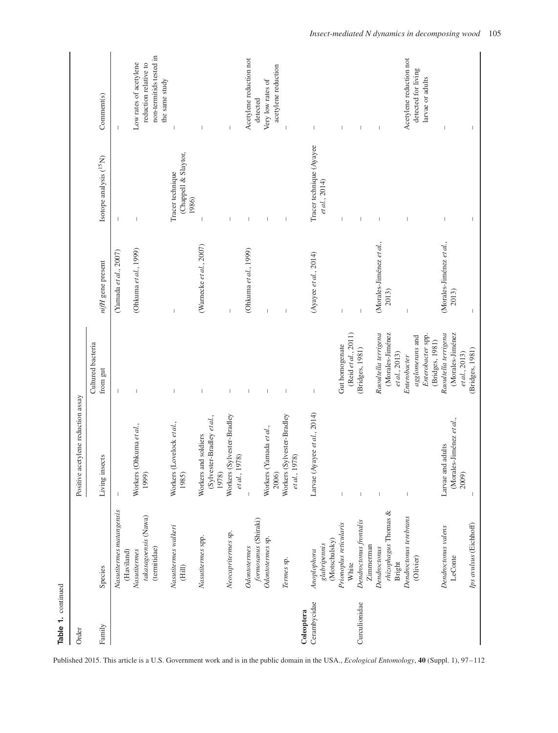**Table 1.** continued

| Order | | Positive acetylene reduction assay | | | | |
|---|---|---|---|---|---|---|
| Family | Species | Living insects | Cultured bacteria from gut | *nifH* gene present | Isotope analysis ($^{15}$N) | Comment(s) |
| | *Nasutitermes matangensis* (Haviland) | – | – | (Yamada *et al.*, 2007) | – | – |
| | *Nasutitermes takasagoensis* (Nawa) (termitidae) | Workers (Ohkuma *et al.*, 1999) | – | (Ohkuma *et al.*, 1999) | – | Low rates of acetylene reduction relative to non-termitids tested in the same study |
| | *Nasutitermes walkeri* (Hill) | Workers (Lovelock *et al.*, 1985) | – | – | Tracer technique (Chappell & Slaytor, 1986) | – |
| | *Nasutitermes* spp. | Workers and soldiers (Sylvester-Bradley *et al.*, 1978) | – | (Warnecke *et al.*, 2007) | – | – |
| | *Neocapritermes* sp. | Workers (Sylvester-Bradley *et al.*, 1978) | – | – | – | – |
| | *Odontotermes formosanus* (Shiraki) | – | – | (Ohkuma *et al.*, 1999) | – | Acetylene reduction not detected |
| | *Odontotermes* sp. | Workers (Yamada *et al.*, 2006) | – | – | – | Very low rates of acetylene reduction |
| | *Termes* sp. | Workers (Sylvester-Bradley *et al.*, 1978) | – | – | – | – |
| **Coleoptera** | | | | | | |
| Cerambycidae | *Anoplophora glabripennis* (Motschulsky) | Larvae (Ayayee *et al.*, 2014) | – | (Ayayee *et al.*, 2014) | Tracer technique (Ayayee *et al.*, 2014) | – |
| | *Prionoplus reticularis* White | – | Gut homogenate (Reid *et al.*, 2011) | – | – | – |
| Curculionidae | *Dendroctonus frontalis* Zimmerman | – | (Bridges, 1981) | – | – | – |
| | *Dendroctonus rhizophagus* Thomas & Bright | – | *Raoultella terrigena* (Morales-Jiménez *et al.*, 2013) | (Morales-Jiménez *et al.*, 2013) | – | – |
| | *Dendroctonus terebrans* (Olivier) | – | *Enterobacter agglomerans* and *Enterobacter* spp. (Bridges, 1981) | – | – | Acetylene reduction not detected for living larvae or adults |
| | *Dendroctonus valens* LeConte | Larvae and adults (Morales-Jiménez *et al.*, 2009) | *Raoultella terrigena* (Morales-Jiménez *et al.*, 2013) | (Morales-Jiménez *et al.*, 2013) | – | – |
| | *Ips avulsus* (Eichhoff) | – | (Bridges, 1981) | – | – | – |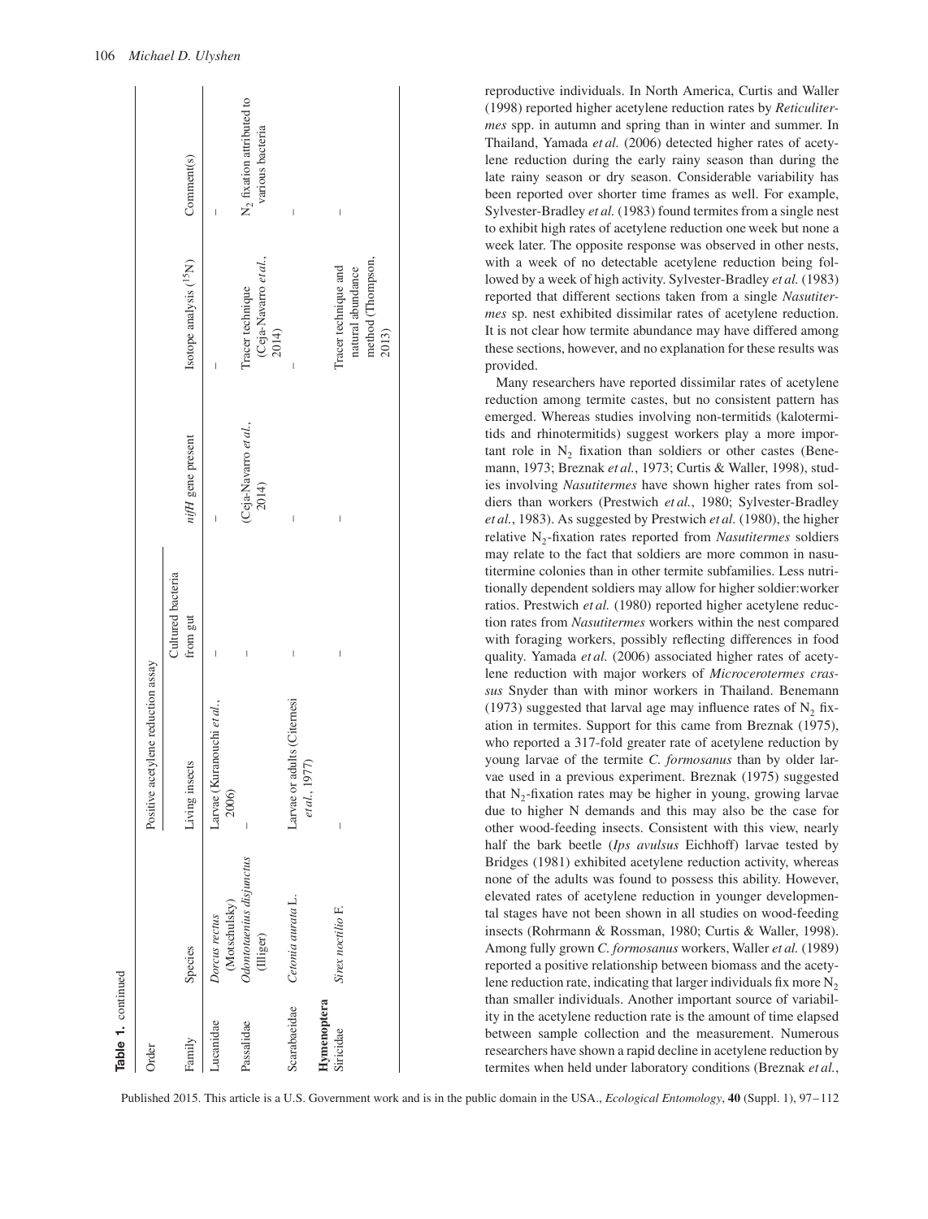**Table 1.** continued

| Order | | Positive acetylene reduction assay | | | | |
|---|---|---|---|---|---|---|
| Family | Species | Living insects | Cultured bacteria from gut | *nifH* gene present | Isotope analysis ($^{15}$N) | Comment(s) |
| Lucanidae | *Dorcus rectus* (Motschulsky) | Larvae (Kuranouchi *et al.*, 2006) | – | – | – | – |
| Passalidae | *Odontotaenius disjunctus* (Illiger) | – | – | (Ceja-Navarro *et al.*, 2014) | Tracer technique (Ceja-Navarro *et al.*, 2014) | $N_2$ fixation attributed to various bacteria |
| Scarabaeidae | *Cetonia aurata* L. | Larvae or adults (Citernesi *et al.*, 1977) | – | – | – | – |
| **Hymenoptera** | | | | | | |
| Siricidae | *Sirex noctilio* F. | – | – | – | Tracer technique and natural abundance method (Thompson, 2013) | – |

reproductive individuals. In North America, Curtis and Waller (1998) reported higher acetylene reduction rates by *Reticulitermes* spp. in autumn and spring than in winter and summer. In Thailand, Yamada *et al.* (2006) detected higher rates of acetylene reduction during the early rainy season than during the late rainy season or dry season. Considerable variability has been reported over shorter time frames as well. For example, Sylvester-Bradley *et al.* (1983) found termites from a single nest to exhibit high rates of acetylene reduction one week but none a week later. The opposite response was observed in other nests, with a week of no detectable acetylene reduction being followed by a week of high activity. Sylvester-Bradley *et al.* (1983) reported that different sections taken from a single *Nasutitermes* sp. nest exhibited dissimilar rates of acetylene reduction. It is not clear how termite abundance may have differed among these sections, however, and no explanation for these results was provided.

Many researchers have reported dissimilar rates of acetylene reduction among termite castes, but no consistent pattern has emerged. Whereas studies involving non-termitids (kalotermitids and rhinotermitids) suggest workers play a more important role in $N_2$ fixation than soldiers or other castes (Benemann, 1973; Breznak *et al.*, 1973; Curtis & Waller, 1998), studies involving *Nasutitermes* have shown higher rates from soldiers than workers (Prestwich *et al.*, 1980; Sylvester-Bradley *et al.*, 1983). As suggested by Prestwich *et al.* (1980), the higher relative $N_2$-fixation rates reported from *Nasutitermes* soldiers may relate to the fact that soldiers are more common in nasutitermine colonies than in other termite subfamilies. Less nutritionally dependent soldiers may allow for higher soldier:worker ratios. Prestwich *et al.* (1980) reported higher acetylene reduction rates from *Nasutitermes* workers within the nest compared with foraging workers, possibly reflecting differences in food quality. Yamada *et al.* (2006) associated higher rates of acetylene reduction with major workers of *Microcerotermes crassus* Snyder than with minor workers in Thailand. Benemann (1973) suggested that larval age may influence rates of $N_2$ fixation in termites. Support for this came from Breznak (1975), who reported a 317-fold greater rate of acetylene reduction by young larvae of the termite *C. formosanus* than by older larvae used in a previous experiment. Breznak (1975) suggested that $N_2$-fixation rates may be higher in young, growing larvae due to higher N demands and this may also be the case for other wood-feeding insects. Consistent with this view, nearly half the bark beetle (*Ips avulsus* Eichhoff) larvae tested by Bridges (1981) exhibited acetylene reduction activity, whereas none of the adults was found to possess this ability. However, elevated rates of acetylene reduction in younger developmental stages have not been shown in all studies on wood-feeding insects (Rohrmann & Rossman, 1980; Curtis & Waller, 1998). Among fully grown *C. formosanus* workers, Waller *et al.* (1989) reported a positive relationship between biomass and the acetylene reduction rate, indicating that larger individuals fix more $N_2$ than smaller individuals. Another important source of variability in the acetylene reduction rate is the amount of time elapsed between sample collection and the measurement. Numerous researchers have shown a rapid decline in acetylene reduction by termites when held under laboratory conditions (Breznak *et al.*,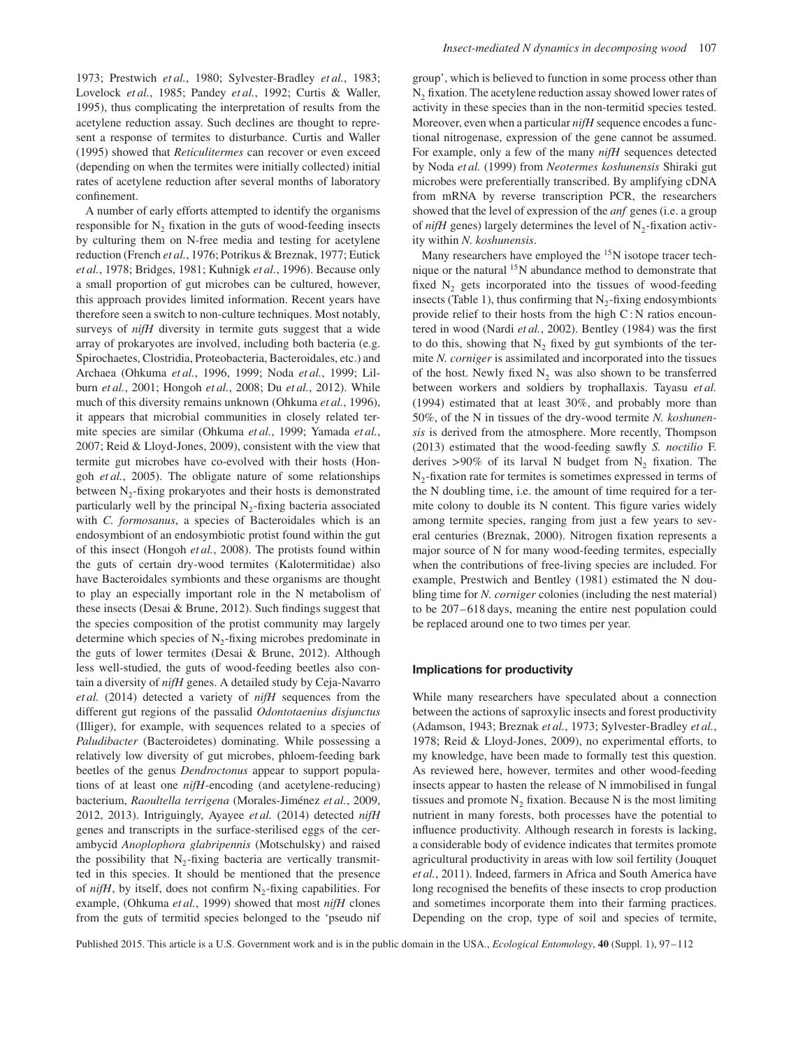1973; Prestwich *et al.*, 1980; Sylvester-Bradley *et al.*, 1983; Lovelock *et al.*, 1985; Pandey *et al.*, 1992; Curtis & Waller, 1995), thus complicating the interpretation of results from the acetylene reduction assay. Such declines are thought to represent a response of termites to disturbance. Curtis and Waller (1995) showed that *Reticulitermes* can recover or even exceed (depending on when the termites were initially collected) initial rates of acetylene reduction after several months of laboratory confinement.

A number of early efforts attempted to identify the organisms responsible for $N_2$ fixation in the guts of wood-feeding insects by culturing them on N-free media and testing for acetylene reduction (French *et al.*, 1976; Potrikus & Breznak, 1977; Eutick *et al.*, 1978; Bridges, 1981; Kuhnigk *et al.*, 1996). Because only a small proportion of gut microbes can be cultured, however, this approach provides limited information. Recent years have therefore seen a switch to non-culture techniques. Most notably, surveys of *nifH* diversity in termite guts suggest that a wide array of prokaryotes are involved, including both bacteria (e.g. Spirochaetes, Clostridia, Proteobacteria, Bacteroidales, etc.) and Archaea (Ohkuma *et al.*, 1996, 1999; Noda *et al.*, 1999; Lilburn *et al.*, 2001; Hongoh *et al.*, 2008; Du *et al.*, 2012). While much of this diversity remains unknown (Ohkuma *et al.*, 1996), it appears that microbial communities in closely related termite species are similar (Ohkuma *et al.*, 1999; Yamada *et al.*, 2007; Reid & Lloyd-Jones, 2009), consistent with the view that termite gut microbes have co-evolved with their hosts (Hongoh *et al.*, 2005). The obligate nature of some relationships between $N_2$-fixing prokaryotes and their hosts is demonstrated particularly well by the principal $N_2$-fixing bacteria associated with *C. formosanus*, a species of Bacteroidales which is an endosymbiont of an endosymbiotic protist found within the gut of this insect (Hongoh *et al.*, 2008). The protists found within the guts of certain dry-wood termites (Kalotermitidae) also have Bacteroidales symbionts and these organisms are thought to play an especially important role in the N metabolism of these insects (Desai & Brune, 2012). Such findings suggest that the species composition of the protist community may largely determine which species of $N_2$-fixing microbes predominate in the guts of lower termites (Desai & Brune, 2012). Although less well-studied, the guts of wood-feeding beetles also contain a diversity of *nifH* genes. A detailed study by Ceja-Navarro *et al.* (2014) detected a variety of *nifH* sequences from the different gut regions of the passalid *Odontotaenius disjunctus* (Illiger), for example, with sequences related to a species of *Paludibacter* (Bacteroidetes) dominating. While possessing a relatively low diversity of gut microbes, phloem-feeding bark beetles of the genus *Dendroctonus* appear to support populations of at least one *nifH*-encoding (and acetylene-reducing) bacterium, *Raoultella terrigena* (Morales-Jiménez *et al.*, 2009, 2012, 2013). Intriguingly, Ayayee *et al.* (2014) detected *nifH* genes and transcripts in the surface-sterilised eggs of the cerambycid *Anoplophora glabripennis* (Motschulsky) and raised the possibility that $N_2$-fixing bacteria are vertically transmitted in this species. It should be mentioned that the presence of *nifH*, by itself, does not confirm $N_2$-fixing capabilities. For example, (Ohkuma *et al.*, 1999) showed that most *nifH* clones from the guts of termitid species belonged to the 'pseudo nif group', which is believed to function in some process other than $N_2$ fixation. The acetylene reduction assay showed lower rates of activity in these species than in the non-termitid species tested. Moreover, even when a particular *nifH* sequence encodes a functional nitrogenase, expression of the gene cannot be assumed. For example, only a few of the many *nifH* sequences detected by Noda *et al.* (1999) from *Neotermes koshunensis* Shiraki gut microbes were preferentially transcribed. By amplifying cDNA from mRNA by reverse transcription PCR, the researchers showed that the level of expression of the *anf* genes (i.e. a group of *nifH* genes) largely determines the level of $N_2$-fixation activity within *N. koshunensis*.

Many researchers have employed the $^{15}N$ isotope tracer technique or the natural $^{15}N$ abundance method to demonstrate that fixed $N_2$ gets incorporated into the tissues of wood-feeding insects (Table 1), thus confirming that $N_2$-fixing endosymbionts provide relief to their hosts from the high C : N ratios encountered in wood (Nardi *et al.*, 2002). Bentley (1984) was the first to do this, showing that $N_2$ fixed by gut symbionts of the termite *N. corniger* is assimilated and incorporated into the tissues of the host. Newly fixed $N_2$ was also shown to be transferred between workers and soldiers by trophallaxis. Tayasu *et al.* (1994) estimated that at least 30%, and probably more than 50%, of the N in tissues of the dry-wood termite *N. koshunensis* is derived from the atmosphere. More recently, Thompson (2013) estimated that the wood-feeding sawfly *S. noctilio* F. derives >90% of its larval N budget from $N_2$ fixation. The $N_2$-fixation rate for termites is sometimes expressed in terms of the N doubling time, i.e. the amount of time required for a termite colony to double its N content. This figure varies widely among termite species, ranging from just a few years to several centuries (Breznak, 2000). Nitrogen fixation represents a major source of N for many wood-feeding termites, especially when the contributions of free-living species are included. For example, Prestwich and Bentley (1981) estimated the N doubling time for *N. corniger* colonies (including the nest material) to be 207–618 days, meaning the entire nest population could be replaced around one to two times per year.

### Implications for productivity

While many researchers have speculated about a connection between the actions of saproxylic insects and forest productivity (Adamson, 1943; Breznak *et al.*, 1973; Sylvester-Bradley *et al.*, 1978; Reid & Lloyd-Jones, 2009), no experimental efforts, to my knowledge, have been made to formally test this question. As reviewed here, however, termites and other wood-feeding insects appear to hasten the release of N immobilised in fungal tissues and promote $N_2$ fixation. Because N is the most limiting nutrient in many forests, both processes have the potential to influence productivity. Although research in forests is lacking, a considerable body of evidence indicates that termites promote agricultural productivity in areas with low soil fertility (Jouquet *et al.*, 2011). Indeed, farmers in Africa and South America have long recognised the benefits of these insects to crop production and sometimes incorporate them into their farming practices. Depending on the crop, type of soil and species of termite,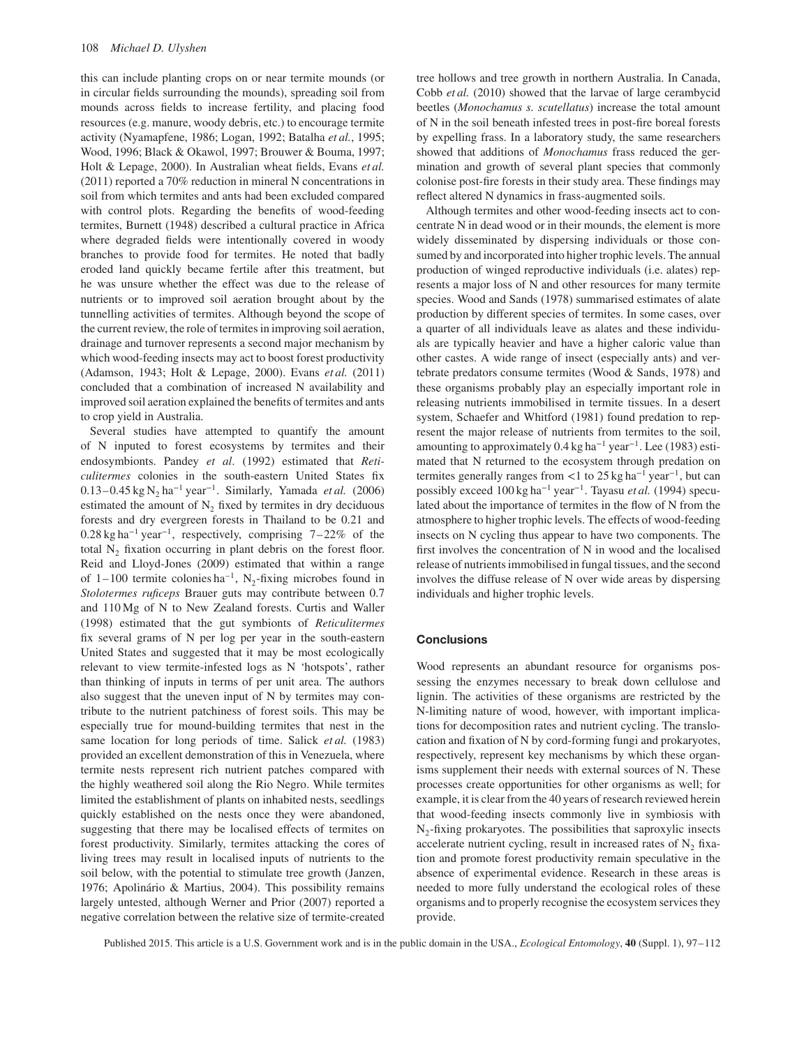this can include planting crops on or near termite mounds (or in circular fields surrounding the mounds), spreading soil from mounds across fields to increase fertility, and placing food resources (e.g. manure, woody debris, etc.) to encourage termite activity (Nyamapfene, 1986; Logan, 1992; Batalha *et al.*, 1995; Wood, 1996; Black & Okawol, 1997; Brouwer & Bouma, 1997; Holt & Lepage, 2000). In Australian wheat fields, Evans *et al.* (2011) reported a 70% reduction in mineral N concentrations in soil from which termites and ants had been excluded compared with control plots. Regarding the benefits of wood-feeding termites, Burnett (1948) described a cultural practice in Africa where degraded fields were intentionally covered in woody branches to provide food for termites. He noted that badly eroded land quickly became fertile after this treatment, but he was unsure whether the effect was due to the release of nutrients or to improved soil aeration brought about by the tunnelling activities of termites. Although beyond the scope of the current review, the role of termites in improving soil aeration, drainage and turnover represents a second major mechanism by which wood-feeding insects may act to boost forest productivity (Adamson, 1943; Holt & Lepage, 2000). Evans *et al.* (2011) concluded that a combination of increased N availability and improved soil aeration explained the benefits of termites and ants to crop yield in Australia.

Several studies have attempted to quantify the amount of N inputed to forest ecosystems by termites and their endosymbionts. Pandey *et al*. (1992) estimated that *Reticulitermes* colonies in the south-eastern United States fix 0.13–0.45 kg $N_2$ ha$^{-1}$ year$^{-1}$. Similarly, Yamada *et al.* (2006) estimated the amount of $N_2$ fixed by termites in dry deciduous forests and dry evergreen forests in Thailand to be 0.21 and 0.28 kg ha$^{-1}$ year$^{-1}$, respectively, comprising 7–22% of the total $N_2$ fixation occurring in plant debris on the forest floor. Reid and Lloyd-Jones (2009) estimated that within a range of 1–100 termite colonies ha$^{-1}$, $N_2$-fixing microbes found in *Stolotermes ruficeps* Brauer guts may contribute between 0.7 and 110 Mg of N to New Zealand forests. Curtis and Waller (1998) estimated that the gut symbionts of *Reticulitermes* fix several grams of N per log per year in the south-eastern United States and suggested that it may be most ecologically relevant to view termite-infested logs as N 'hotspots', rather than thinking of inputs in terms of per unit area. The authors also suggest that the uneven input of N by termites may contribute to the nutrient patchiness of forest soils. This may be especially true for mound-building termites that nest in the same location for long periods of time. Salick *et al.* (1983) provided an excellent demonstration of this in Venezuela, where termite nests represent rich nutrient patches compared with the highly weathered soil along the Rio Negro. While termites limited the establishment of plants on inhabited nests, seedlings quickly established on the nests once they were abandoned, suggesting that there may be localised effects of termites on forest productivity. Similarly, termites attacking the cores of living trees may result in localised inputs of nutrients to the soil below, with the potential to stimulate tree growth (Janzen, 1976; Apolinário & Martius, 2004). This possibility remains largely untested, although Werner and Prior (2007) reported a negative correlation between the relative size of termite-created tree hollows and tree growth in northern Australia. In Canada, Cobb *et al.* (2010) showed that the larvae of large cerambycid beetles (*Monochamus s. scutellatus*) increase the total amount of N in the soil beneath infested trees in post-fire boreal forests by expelling frass. In a laboratory study, the same researchers showed that additions of *Monochamus* frass reduced the germination and growth of several plant species that commonly colonise post-fire forests in their study area. These findings may reflect altered N dynamics in frass-augmented soils.

Although termites and other wood-feeding insects act to concentrate N in dead wood or in their mounds, the element is more widely disseminated by dispersing individuals or those consumed by and incorporated into higher trophic levels. The annual production of winged reproductive individuals (i.e. alates) represents a major loss of N and other resources for many termite species. Wood and Sands (1978) summarised estimates of alate production by different species of termites. In some cases, over a quarter of all individuals leave as alates and these individuals are typically heavier and have a higher caloric value than other castes. A wide range of insect (especially ants) and vertebrate predators consume termites (Wood & Sands, 1978) and these organisms probably play an especially important role in releasing nutrients immobilised in termite tissues. In a desert system, Schaefer and Whitford (1981) found predation to represent the major release of nutrients from termites to the soil, amounting to approximately 0.4 kg ha$^{-1}$ year$^{-1}$. Lee (1983) estimated that N returned to the ecosystem through predation on termites generally ranges from <1 to 25 kg ha$^{-1}$ year$^{-1}$, but can possibly exceed 100 kg ha$^{-1}$ year$^{-1}$. Tayasu *et al.* (1994) speculated about the importance of termites in the flow of N from the atmosphere to higher trophic levels. The effects of wood-feeding insects on N cycling thus appear to have two components. The first involves the concentration of N in wood and the localised release of nutrients immobilised in fungal tissues, and the second involves the diffuse release of N over wide areas by dispersing individuals and higher trophic levels.

## Conclusions

Wood represents an abundant resource for organisms possessing the enzymes necessary to break down cellulose and lignin. The activities of these organisms are restricted by the N-limiting nature of wood, however, with important implications for decomposition rates and nutrient cycling. The translocation and fixation of N by cord-forming fungi and prokaryotes, respectively, represent key mechanisms by which these organisms supplement their needs with external sources of N. These processes create opportunities for other organisms as well; for example, it is clear from the 40 years of research reviewed herein that wood-feeding insects commonly live in symbiosis with $N_2$-fixing prokaryotes. The possibilities that saproxylic insects accelerate nutrient cycling, result in increased rates of $N_2$ fixation and promote forest productivity remain speculative in the absence of experimental evidence. Research in these areas is needed to more fully understand the ecological roles of these organisms and to properly recognise the ecosystem services they provide.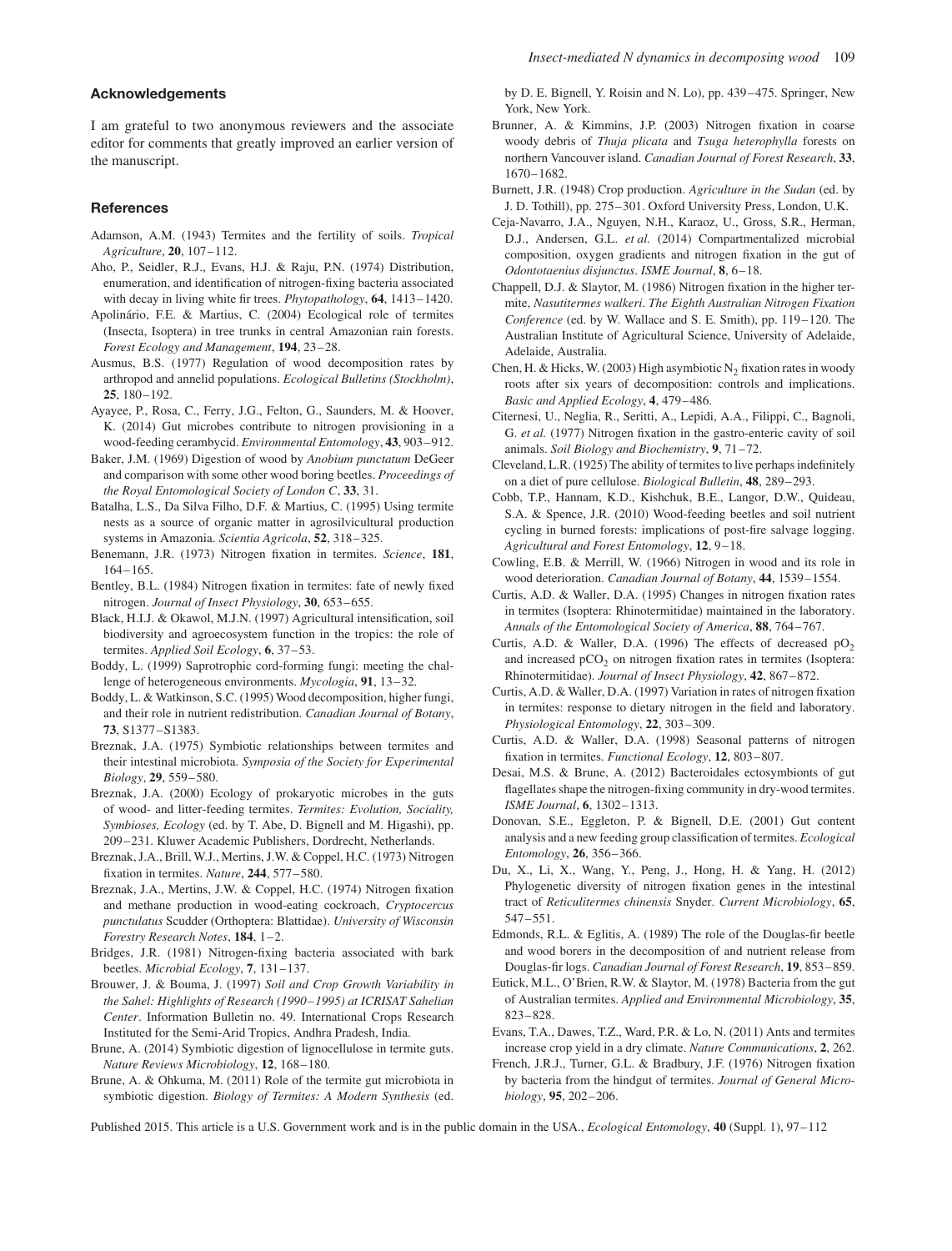## Acknowledgements

I am grateful to two anonymous reviewers and the associate editor for comments that greatly improved an earlier version of the manuscript.

## References

Adamson, A.M. (1943) Termites and the fertility of soils. *Tropical Agriculture*, **20**, 107–112.

Aho, P., Seidler, R.J., Evans, H.J. & Raju, P.N. (1974) Distribution, enumeration, and identification of nitrogen-fixing bacteria associated with decay in living white fir trees. *Phytopathology*, **64**, 1413–1420.

Apolinário, F.E. & Martius, C. (2004) Ecological role of termites (Insecta, Isoptera) in tree trunks in central Amazonian rain forests. *Forest Ecology and Management*, **194**, 23–28.

Ausmus, B.S. (1977) Regulation of wood decomposition rates by arthropod and annelid populations. *Ecological Bulletins (Stockholm)*, **25**, 180–192.

Ayayee, P., Rosa, C., Ferry, J.G., Felton, G., Saunders, M. & Hoover, K. (2014) Gut microbes contribute to nitrogen provisioning in a wood-feeding cerambycid. *Environmental Entomology*, **43**, 903–912.

Baker, J.M. (1969) Digestion of wood by *Anobium punctatum* DeGeer and comparison with some other wood boring beetles. *Proceedings of the Royal Entomological Society of London C*, **33**, 31.

Batalha, L.S., Da Silva Filho, D.F. & Martius, C. (1995) Using termite nests as a source of organic matter in agrosilvicultural production systems in Amazonia. *Scientia Agricola*, **52**, 318–325.

Benemann, J.R. (1973) Nitrogen fixation in termites. *Science*, **181**, 164–165.

Bentley, B.L. (1984) Nitrogen fixation in termites: fate of newly fixed nitrogen. *Journal of Insect Physiology*, **30**, 653–655.

Black, H.I.J. & Okawol, M.J.N. (1997) Agricultural intensification, soil biodiversity and agroecosystem function in the tropics: the role of termites. *Applied Soil Ecology*, **6**, 37–53.

Boddy, L. (1999) Saprotrophic cord-forming fungi: meeting the challenge of heterogeneous environments. *Mycologia*, **91**, 13–32.

Boddy, L. & Watkinson, S.C. (1995) Wood decomposition, higher fungi, and their role in nutrient redistribution. *Canadian Journal of Botany*, **73**, S1377–S1383.

Breznak, J.A. (1975) Symbiotic relationships between termites and their intestinal microbiota. *Symposia of the Society for Experimental Biology*, **29**, 559–580.

Breznak, J.A. (2000) Ecology of prokaryotic microbes in the guts of wood- and litter-feeding termites. *Termites: Evolution, Sociality, Symbioses, Ecology* (ed. by T. Abe, D. Bignell and M. Higashi), pp. 209–231. Kluwer Academic Publishers, Dordrecht, Netherlands.

Breznak, J.A., Brill, W.J., Mertins, J.W. & Coppel, H.C. (1973) Nitrogen fixation in termites. *Nature*, **244**, 577–580.

Breznak, J.A., Mertins, J.W. & Coppel, H.C. (1974) Nitrogen fixation and methane production in wood-eating cockroach, *Cryptocercus punctulatus* Scudder (Orthoptera: Blattidae). *University of Wisconsin Forestry Research Notes*, **184**, 1–2.

Bridges, J.R. (1981) Nitrogen-fixing bacteria associated with bark beetles. *Microbial Ecology*, **7**, 131–137.

Brouwer, J. & Bouma, J. (1997) *Soil and Crop Growth Variability in the Sahel: Highlights of Research (1990–1995) at ICRISAT Sahelian Center*. Information Bulletin no. 49. International Crops Research Institute for the Semi-Arid Tropics, Andhra Pradesh, India.

Brune, A. (2014) Symbiotic digestion of lignocellulose in termite guts. *Nature Reviews Microbiology*, **12**, 168–180.

Brune, A. & Ohkuma, M. (2011) Role of the termite gut microbiota in symbiotic digestion. *Biology of Termites: A Modern Synthesis* (ed. by D. E. Bignell, Y. Roisin and N. Lo), pp. 439–475. Springer, New York, New York.

Brunner, A. & Kimmins, J.P. (2003) Nitrogen fixation in coarse woody debris of *Thuja plicata* and *Tsuga heterophylla* forests on northern Vancouver island. *Canadian Journal of Forest Research*, **33**, 1670–1682.

Burnett, J.R. (1948) Crop production. *Agriculture in the Sudan* (ed. by J. D. Tothill), pp. 275–301. Oxford University Press, London, U.K.

Ceja-Navarro, J.A., Nguyen, N.H., Karaoz, U., Gross, S.R., Herman, D.J., Andersen, G.L. *et al.* (2014) Compartmentalized microbial composition, oxygen gradients and nitrogen fixation in the gut of *Odontotaenius disjunctus*. *ISME Journal*, **8**, 6–18.

Chappell, D.J. & Slaytor, M. (1986) Nitrogen fixation in the higher termite, *Nasutitermes walkeri*. *The Eighth Australian Nitrogen Fixation Conference* (ed. by W. Wallace and S. E. Smith), pp. 119–120. The Australian Institute of Agricultural Science, University of Adelaide, Adelaide, Australia.

Chen, H. & Hicks, W. (2003) High asymbiotic $N_2$ fixation rates in woody roots after six years of decomposition: controls and implications. *Basic and Applied Ecology*, **4**, 479–486.

Citernesi, U., Neglia, R., Seritti, A., Lepidi, A.A., Filippi, C., Bagnoli, G. *et al.* (1977) Nitrogen fixation in the gastro-enteric cavity of soil animals. *Soil Biology and Biochemistry*, **9**, 71–72.

Cleveland, L.R. (1925) The ability of termites to live perhaps indefinitely on a diet of pure cellulose. *Biological Bulletin*, **48**, 289–293.

Cobb, T.P., Hannam, K.D., Kishchuk, B.E., Langor, D.W., Quideau, S.A. & Spence, J.R. (2010) Wood-feeding beetles and soil nutrient cycling in burned forests: implications of post-fire salvage logging. *Agricultural and Forest Entomology*, **12**, 9–18.

Cowling, E.B. & Merrill, W. (1966) Nitrogen in wood and its role in wood deterioration. *Canadian Journal of Botany*, **44**, 1539–1554.

Curtis, A.D. & Waller, D.A. (1995) Changes in nitrogen fixation rates in termites (Isoptera: Rhinotermitidae) maintained in the laboratory. *Annals of the Entomological Society of America*, **88**, 764–767.

Curtis, A.D. & Waller, D.A. (1996) The effects of decreased $pO_2$ and increased $pCO_2$ on nitrogen fixation rates in termites (Isoptera: Rhinotermitidae). *Journal of Insect Physiology*, **42**, 867–872.

Curtis, A.D. & Waller, D.A. (1997) Variation in rates of nitrogen fixation in termites: response to dietary nitrogen in the field and laboratory. *Physiological Entomology*, **22**, 303–309.

Curtis, A.D. & Waller, D.A. (1998) Seasonal patterns of nitrogen fixation in termites. *Functional Ecology*, **12**, 803–807.

Desai, M.S. & Brune, A. (2012) Bacteroidales ectosymbionts of gut flagellates shape the nitrogen-fixing community in dry-wood termites. *ISME Journal*, **6**, 1302–1313.

Donovan, S.E., Eggleton, P. & Bignell, D.E. (2001) Gut content analysis and a new feeding group classification of termites. *Ecological Entomology*, **26**, 356–366.

Du, X., Li, X., Wang, Y., Peng, J., Hong, H. & Yang, H. (2012) Phylogenetic diversity of nitrogen fixation genes in the intestinal tract of *Reticulitermes chinensis* Snyder. *Current Microbiology*, **65**, 547–551.

Edmonds, R.L. & Eglitis, A. (1989) The role of the Douglas-fir beetle and wood borers in the decomposition of and nutrient release from Douglas-fir logs. *Canadian Journal of Forest Research*, **19**, 853–859.

Eutick, M.L., O'Brien, R.W. & Slaytor, M. (1978) Bacteria from the gut of Australian termites. *Applied and Environmental Microbiology*, **35**, 823–828.

Evans, T.A., Dawes, T.Z., Ward, P.R. & Lo, N. (2011) Ants and termites increase crop yield in a dry climate. *Nature Communications*, **2**, 262.

French, J.R.J., Turner, G.L. & Bradbury, J.F. (1976) Nitrogen fixation by bacteria from the hindgut of termites. *Journal of General Microbiology*, **95**, 202–206.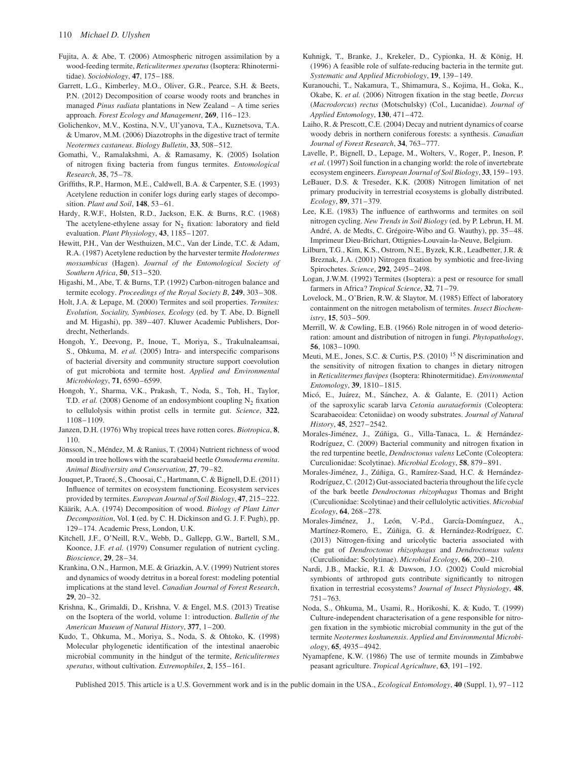Fujita, A. & Abe, T. (2006) Atmospheric nitrogen assimilation by a wood-feeding termite, *Reticulitermes speratus* (Isoptera: Rhinotermitidae). *Sociobiology*, **47**, 175–188.

Garrett, L.G., Kimberley, M.O., Oliver, G.R., Pearce, S.H. & Beets, P.N. (2012) Decomposition of coarse woody roots and branches in managed *Pinus radiata* plantations in New Zealand – A time series approach. *Forest Ecology and Management*, **269**, 116–123.

Golichenkov, M.V., Kostina, N.V., Ul'yanova, T.A., Kuznetsova, T.A. & Umarov, M.M. (2006) Diazotrophs in the digestive tract of termite *Neotermes castaneus*. *Biology Bulletin*, **33**, 508–512.

Gomathi, V., Ramalakshmi, A. & Ramasamy, K. (2005) Isolation of nitrogen fixing bacteria from fungus termites. *Entomological Research*, **35**, 75–78.

Griffiths, R.P., Harmon, M.E., Caldwell, B.A. & Carpenter, S.E. (1993) Acetylene reduction in conifer logs during early stages of decomposition. *Plant and Soil*, **148**, 53–61.

Hardy, R.W.F., Holsten, R.D., Jackson, E.K. & Burns, R.C. (1968) The acetylene-ethylene assay for $N_2$ fixation: laboratory and field evaluation. *Plant Physiology*, **43**, 1185–1207.

Hewitt, P.H., Van der Westhuizen, M.C., Van der Linde, T.C. & Adam, R.A. (1987) Acetylene reduction by the harvester termite *Hodotermes mossambicus* (Hagen). *Journal of the Entomological Society of Southern Africa*, **50**, 513–520.

Higashi, M., Abe, T. & Burns, T.P. (1992) Carbon-nitrogen balance and termite ecology. *Proceedings of the Royal Society B*, **249**, 303–308.

Holt, J.A. & Lepage, M. (2000) Termites and soil properties. *Termites: Evolution, Sociality, Symbioses, Ecology* (ed. by T. Abe, D. Bignell and M. Higashi), pp. 389–407. Kluwer Academic Publishers, Dordrecht, Netherlands.

Hongoh, Y., Deevong, P., Inoue, T., Moriya, S., Trakulnaleamsai, S., Ohkuma, M. *et al.* (2005) Intra- and interspecific comparisons of bacterial diversity and community structure support coevolution of gut microbiota and termite host. *Applied and Environmental Microbiology*, **71**, 6590–6599.

Hongoh, Y., Sharma, V.K., Prakash, T., Noda, S., Toh, H., Taylor, T.D. *et al.* (2008) Genome of an endosymbiont coupling $N_2$ fixation to cellulolysis within protist cells in termite gut. *Science*, **322**, 1108–1109.

Janzen, D.H. (1976) Why tropical trees have rotten cores. *Biotropica*, **8**, 110.

Jönsson, N., Méndez, M. & Ranius, T. (2004) Nutrient richness of wood mould in tree hollows with the scarabaeid beetle *Osmoderma eremita*. *Animal Biodiversity and Conservation*, **27**, 79–82.

Jouquet, P., Traoré, S., Choosai, C., Hartmann, C. & Bignell, D.E. (2011) Influence of termites on ecosystem functioning. Ecosystem services provided by termites. *European Journal of Soil Biology*, **47**, 215–222.

Käärik, A.A. (1974) Decomposition of wood. *Biology of Plant Litter Decomposition*, Vol. **1** (ed. by C. H. Dickinson and G. J. F. Pugh), pp. 129–174. Academic Press, London, U.K.

Kitchell, J.F., O'Neill, R.V., Webb, D., Gallepp, G.W., Bartell, S.M., Koonce, J.F. *et al.* (1979) Consumer regulation of nutrient cycling. *Bioscience*, **29**, 28–34.

Krankina, O.N., Harmon, M.E. & Griazkin, A.V. (1999) Nutrient stores and dynamics of woody detritus in a boreal forest: modeling potential implications at the stand level. *Canadian Journal of Forest Research*, **29**, 20–32.

Krishna, K., Grimaldi, D., Krishna, V. & Engel, M.S. (2013) Treatise on the Isoptera of the world, volume 1: introduction. *Bulletin of the American Museum of Natural History*, **377**, 1–200.

Kudo, T., Ohkuma, M., Moriya, S., Noda, S. & Ohtoko, K. (1998) Molecular phylogenetic identification of the intestinal anaerobic microbial community in the hindgut of the termite, *Reticulitermes speratus*, without cultivation. *Extremophiles*, **2**, 155–161.

Kuhnigk, T., Branke, J., Krekeler, D., Cypionka, H. & König, H. (1996) A feasible role of sulfate-reducing bacteria in the termite gut. *Systematic and Applied Microbiology*, **19**, 139–149.

Kuranouchi, T., Nakamura, T., Shimamura, S., Kojima, H., Goka, K., Okabe, K. *et al.* (2006) Nitrogen fixation in the stag beetle, *Dorcus* (*Macrodorcus*) *rectus* (Motschulsky) (Col., Lucanidae). *Journal of Applied Entomology*, **130**, 471–472.

Laiho, R. & Prescott, C.E. (2004) Decay and nutrient dynamics of coarse woody debris in northern coniferous forests: a synthesis. *Canadian Journal of Forest Research*, **34**, 763–777.

Lavelle, P., Bignell, D., Lepage, M., Wolters, V., Roger, P., Ineson, P. *et al.* (1997) Soil function in a changing world: the role of invertebrate ecosystem engineers. *European Journal of Soil Biology*, **33**, 159–193.

LeBauer, D.S. & Treseder, K.K. (2008) Nitrogen limitation of net primary producivity in terrestrial ecosystems is globally distributed. *Ecology*, **89**, 371–379.

Lee, K.E. (1983) The influence of earthworms and termites on soil nitrogen cycling. *New Trends in Soil Biology* (ed. by P. Lebrun, H. M. André, A. de Medts, C. Grégoire-Wibo and G. Wauthy), pp. 35–48. Imprimeur Dieu-Brichart, Ottignies-Louvain-la-Neuve, Belgium.

Lilburn, T.G., Kim, K.S., Ostrom, N.E., Byzek, K.R., Leadbetter, J.R. & Breznak, J.A. (2001) Nitrogen fixation by symbiotic and free-living Spirochetes. *Science*, **292**, 2495–2498.

Logan, J.W.M. (1992) Termites (Isoptera): a pest or resource for small farmers in Africa? *Tropical Science*, **32**, 71–79.

Lovelock, M., O'Brien, R.W. & Slaytor, M. (1985) Effect of laboratory containment on the nitrogen metabolism of termites. *Insect Biochemistry*, **15**, 503–509.

Merrill, W. & Cowling, E.B. (1966) Role nitrogen in of wood deterioration: amount and distribution of nitrogen in fungi. *Phytopathology*, **56**, 1083–1090.

Meuti, M.E., Jones, S.C. & Curtis, P.S. (2010) $^{15}$N discrimination and the sensitivity of nitrogen fixation to changes in dietary nitrogen in *Reticulitermes flavipes* (Isoptera: Rhinotermitidae). *Environmental Entomology*, **39**, 1810–1815.

Micó, E., Juárez, M., Sánchez, A. & Galante, E. (2011) Action of the saproxylic scarab larva *Cetonia aurataeformis* (Coleoptera: Scarabaeoidea: Cetoniidae) on woody substrates. *Journal of Natural History*, **45**, 2527–2542.

Morales-Jiménez, J., Zúñiga, G., Villa-Tanaca, L. & Hernández-Rodríguez, C. (2009) Bacterial community and nitrogen fixation in the red turpentine beetle, *Dendroctonus valens* LeConte (Coleoptera: Curculionidae: Scolytinae). *Microbial Ecology*, **58**, 879–891.

Morales-Jiménez, J., Zúñiga, G., Ramírez-Saad, H.C. & Hernández-Rodríguez, C. (2012) Gut-associated bacteria throughout the life cycle of the bark beetle *Dendroctonus rhizophagus* Thomas and Bright (Curculionidae: Scolytinae) and their cellulolytic activities. *Microbial Ecology*, **64**, 268–278.

Morales-Jiménez, J., León, V.-P.d., García-Domínguez, A., Martínez-Romero, E., Zúñiga, G. & Hernández-Rodríguez, C. (2013) Nitrogen-fixing and uricolytic bacteria associated with the gut of *Dendroctonus rhizophagus* and *Dendroctonus valens* (Curculionidae: Scolytinae). *Microbial Ecology*, **66**, 200–210.

Nardi, J.B., Mackie, R.I. & Dawson, J.O. (2002) Could microbial symbionts of arthropod guts contribute significantly to nitrogen fixation in terrestrial ecosystems? *Journal of Insect Physiology*, **48**, 751–763.

Noda, S., Ohkuma, M., Usami, R., Horikoshi, K. & Kudo, T. (1999) Culture-independent characterisation of a gene responsible for nitrogen fixation in the symbiotic microbial community in the gut of the termite *Neotermes koshunensis*. *Applied and Environmental Microbiology*, **65**, 4935–4942.

Nyamapfene, K.W. (1986) The use of termite mounds in Zimbabwe peasant agriculture. *Tropical Agriculture*, **63**, 191–192.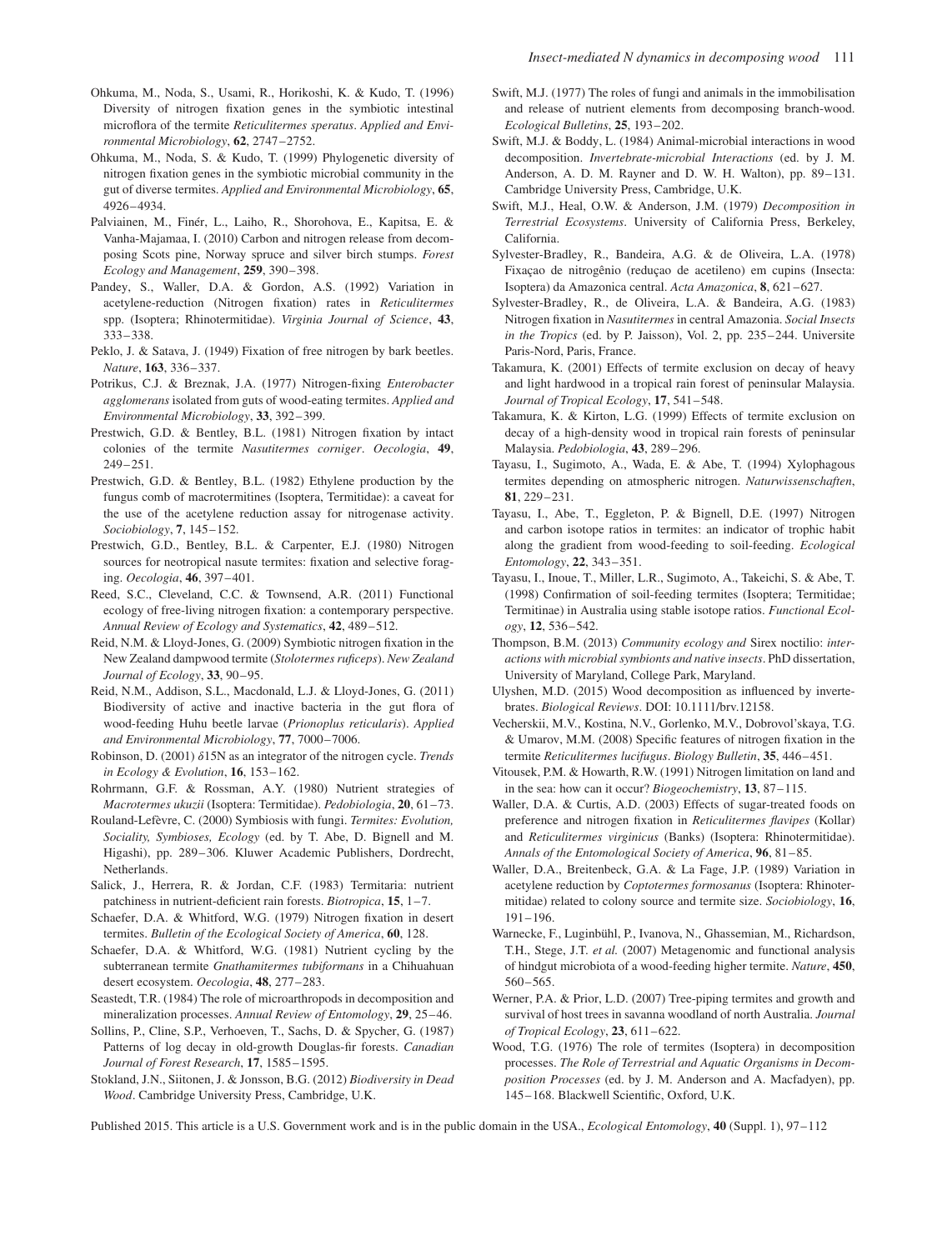Ohkuma, M., Noda, S., Usami, R., Horikoshi, K. & Kudo, T. (1996) Diversity of nitrogen fixation genes in the symbiotic intestinal microflora of the termite *Reticulitermes speratus*. *Applied and Environmental Microbiology*, **62**, 2747–2752.

Ohkuma, M., Noda, S. & Kudo, T. (1999) Phylogenetic diversity of nitrogen fixation genes in the symbiotic microbial community in the gut of diverse termites. *Applied and Environmental Microbiology*, **65**, 4926–4934.

Palviainen, M., Finér, L., Laiho, R., Shorohova, E., Kapitsa, E. & Vanha-Majamaa, I. (2010) Carbon and nitrogen release from decomposing Scots pine, Norway spruce and silver birch stumps. *Forest Ecology and Management*, **259**, 390–398.

Pandey, S., Waller, D.A. & Gordon, A.S. (1992) Variation in acetylene-reduction (Nitrogen fixation) rates in *Reticulitermes* spp. (Isoptera; Rhinotermitidae). *Virginia Journal of Science*, **43**, 333–338.

Peklo, J. & Satava, J. (1949) Fixation of free nitrogen by bark beetles. *Nature*, **163**, 336–337.

Potrikus, C.J. & Breznak, J.A. (1977) Nitrogen-fixing *Enterobacter agglomerans* isolated from guts of wood-eating termites. *Applied and Environmental Microbiology*, **33**, 392–399.

Prestwich, G.D. & Bentley, B.L. (1981) Nitrogen fixation by intact colonies of the termite *Nasutitermes corniger*. *Oecologia*, **49**, 249–251.

Prestwich, G.D. & Bentley, B.L. (1982) Ethylene production by the fungus comb of macrotermitines (Isoptera, Termitidae): a caveat for the use of the acetylene reduction assay for nitrogenase activity. *Sociobiology*, **7**, 145–152.

Prestwich, G.D., Bentley, B.L. & Carpenter, E.J. (1980) Nitrogen sources for neotropical nasute termites: fixation and selective foraging. *Oecologia*, **46**, 397–401.

Reed, S.C., Cleveland, C.C. & Townsend, A.R. (2011) Functional ecology of free-living nitrogen fixation: a contemporary perspective. *Annual Review of Ecology and Systematics*, **42**, 489–512.

Reid, N.M. & Lloyd-Jones, G. (2009) Symbiotic nitrogen fixation in the New Zealand dampwood termite (*Stolotermes ruficeps*). *New Zealand Journal of Ecology*, **33**, 90–95.

Reid, N.M., Addison, S.L., Macdonald, L.J. & Lloyd-Jones, G. (2011) Biodiversity of active and inactive bacteria in the gut flora of wood-feeding Huhu beetle larvae (*Prionoplus reticularis*). *Applied and Environmental Microbiology*, **77**, 7000–7006.

Robinson, D. (2001) $\delta$15N as an integrator of the nitrogen cycle. *Trends in Ecology & Evolution*, **16**, 153–162.

Rohrmann, G.F. & Rossman, A.Y. (1980) Nutrient strategies of *Macrotermes ukuzii* (Isoptera: Termitidae). *Pedobiologia*, **20**, 61–73.

Rouland-Lefèvre, C. (2000) Symbiosis with fungi. *Termites: Evolution, Sociality, Symbioses, Ecology* (ed. by T. Abe, D. Bignell and M. Higashi), pp. 289–306. Kluwer Academic Publishers, Dordrecht, Netherlands.

Salick, J., Herrera, R. & Jordan, C.F. (1983) Termitaria: nutrient patchiness in nutrient-deficient rain forests. *Biotropica*, **15**, 1–7.

Schaefer, D.A. & Whitford, W.G. (1979) Nitrogen fixation in desert termites. *Bulletin of the Ecological Society of America*, **60**, 128.

Schaefer, D.A. & Whitford, W.G. (1981) Nutrient cycling by the subterranean termite *Gnathamitermes tubiformans* in a Chihuahuan desert ecosystem. *Oecologia*, **48**, 277–283.

Seastedt, T.R. (1984) The role of microarthropods in decomposition and mineralization processes. *Annual Review of Entomology*, **29**, 25–46.

Sollins, P., Cline, S.P., Verhoeven, T., Sachs, D. & Spycher, G. (1987) Patterns of log decay in old-growth Douglas-fir forests. *Canadian Journal of Forest Research*, **17**, 1585–1595.

Stokland, J.N., Siitonen, J. & Jonsson, B.G. (2012) *Biodiversity in Dead Wood*. Cambridge University Press, Cambridge, U.K.

Swift, M.J. (1977) The roles of fungi and animals in the immobilisation and release of nutrient elements from decomposing branch-wood. *Ecological Bulletins*, **25**, 193–202.

Swift, M.J. & Boddy, L. (1984) Animal-microbial interactions in wood decomposition. *Invertebrate-microbial Interactions* (ed. by J. M. Anderson, A. D. M. Rayner and D. W. H. Walton), pp. 89–131. Cambridge University Press, Cambridge, U.K.

Swift, M.J., Heal, O.W. & Anderson, J.M. (1979) *Decomposition in Terrestrial Ecosystems*. University of California Press, Berkeley, California.

Sylvester-Bradley, R., Bandeira, A.G. & de Oliveira, L.A. (1978) Fixaçao de nitrogênio (reduçao de acetileno) em cupins (Insecta: Isoptera) da Amazonica central. *Acta Amazonica*, **8**, 621–627.

Sylvester-Bradley, R., de Oliveira, L.A. & Bandeira, A.G. (1983) Nitrogen fixation in *Nasutitermes* in central Amazonia. *Social Insects in the Tropics* (ed. by P. Jaisson), Vol. 2, pp. 235–244. Universite Paris-Nord, Paris, France.

Takamura, K. (2001) Effects of termite exclusion on decay of heavy and light hardwood in a tropical rain forest of peninsular Malaysia. *Journal of Tropical Ecology*, **17**, 541–548.

Takamura, K. & Kirton, L.G. (1999) Effects of termite exclusion on decay of a high-density wood in tropical rain forests of peninsular Malaysia. *Pedobiologia*, **43**, 289–296.

Tayasu, I., Sugimoto, A., Wada, E. & Abe, T. (1994) Xylophagous termites depending on atmospheric nitrogen. *Naturwissenschaften*, **81**, 229–231.

Tayasu, I., Abe, T., Eggleton, P. & Bignell, D.E. (1997) Nitrogen and carbon isotope ratios in termites: an indicator of trophic habit along the gradient from wood-feeding to soil-feeding. *Ecological Entomology*, **22**, 343–351.

Tayasu, I., Inoue, T., Miller, L.R., Sugimoto, A., Takeichi, S. & Abe, T. (1998) Confirmation of soil-feeding termites (Isoptera; Termitidae; Termitinae) in Australia using stable isotope ratios. *Functional Ecology*, **12**, 536–542.

Thompson, B.M. (2013) *Community ecology and* Sirex noctilio: *interactions with microbial symbionts and native insects*. PhD dissertation, University of Maryland, College Park, Maryland.

Ulyshen, M.D. (2015) Wood decomposition as influenced by invertebrates. *Biological Reviews*. DOI: 10.1111/brv.12158.

Vecherskii, M.V., Kostina, N.V., Gorlenko, M.V., Dobrovol'skaya, T.G. & Umarov, M.M. (2008) Specific features of nitrogen fixation in the termite *Reticulitermes lucifugus*. *Biology Bulletin*, **35**, 446–451.

Vitousek, P.M. & Howarth, R.W. (1991) Nitrogen limitation on land and in the sea: how can it occur? *Biogeochemistry*, **13**, 87–115.

Waller, D.A. & Curtis, A.D. (2003) Effects of sugar-treated foods on preference and nitrogen fixation in *Reticulitermes flavipes* (Kollar) and *Reticulitermes virginicus* (Banks) (Isoptera: Rhinotermitidae). *Annals of the Entomological Society of America*, **96**, 81–85.

Waller, D.A., Breitenbeck, G.A. & La Fage, J.P. (1989) Variation in acetylene reduction by *Coptotermes formosanus* (Isoptera: Rhinotermitidae) related to colony source and termite size. *Sociobiology*, **16**, 191–196.

Warnecke, F., Luginbühl, P., Ivanova, N., Ghassemian, M., Richardson, T.H., Stege, J.T. *et al.* (2007) Metagenomic and functional analysis of hindgut microbiota of a wood-feeding higher termite. *Nature*, **450**, 560–565.

Werner, P.A. & Prior, L.D. (2007) Tree-piping termites and growth and survival of host trees in savanna woodland of north Australia. *Journal of Tropical Ecology*, **23**, 611–622.

Wood, T.G. (1976) The role of termites (Isoptera) in decomposition processes. *The Role of Terrestrial and Aquatic Organisms in Decomposition Processes* (ed. by J. M. Anderson and A. Macfadyen), pp. 145–168. Blackwell Scientific, Oxford, U.K.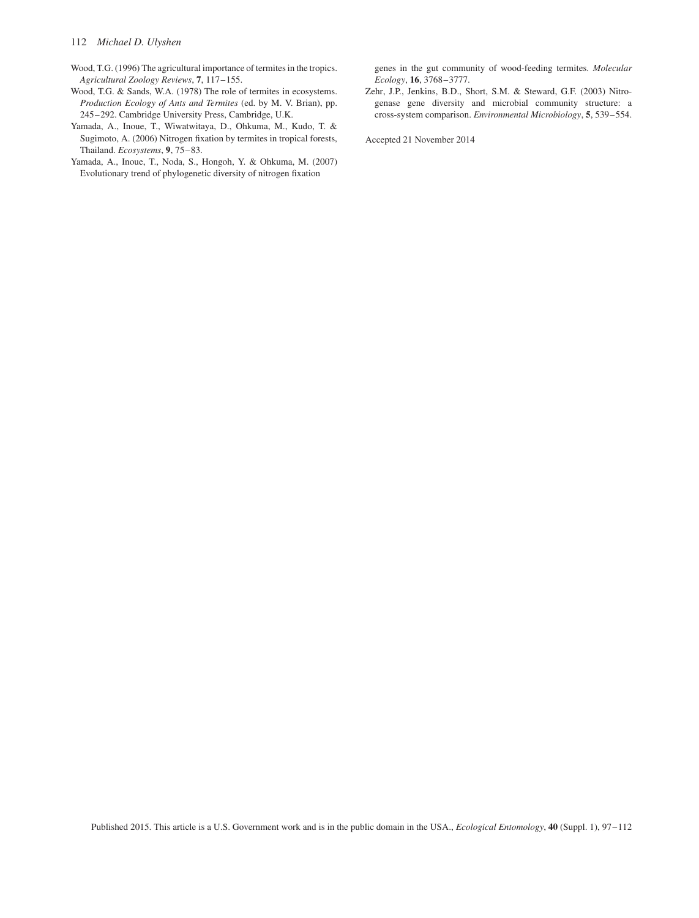Wood, T.G. (1996) The agricultural importance of termites in the tropics. *Agricultural Zoology Reviews*, **7**, 117–155.

Wood, T.G. & Sands, W.A. (1978) The role of termites in ecosystems. *Production Ecology of Ants and Termites* (ed. by M. V. Brian), pp. 245–292. Cambridge University Press, Cambridge, U.K.

Yamada, A., Inoue, T., Wiwatwitaya, D., Ohkuma, M., Kudo, T. & Sugimoto, A. (2006) Nitrogen fixation by termites in tropical forests, Thailand. *Ecosystems*, **9**, 75–83.

Yamada, A., Inoue, T., Noda, S., Hongoh, Y. & Ohkuma, M. (2007) Evolutionary trend of phylogenetic diversity of nitrogen fixation genes in the gut community of wood-feeding termites. *Molecular Ecology*, **16**, 3768–3777.

Zehr, J.P., Jenkins, B.D., Short, S.M. & Steward, G.F. (2003) Nitrogenase gene diversity and microbial community structure: a cross-system comparison. *Environmental Microbiology*, **5**, 539–554.

Accepted 21 November 2014